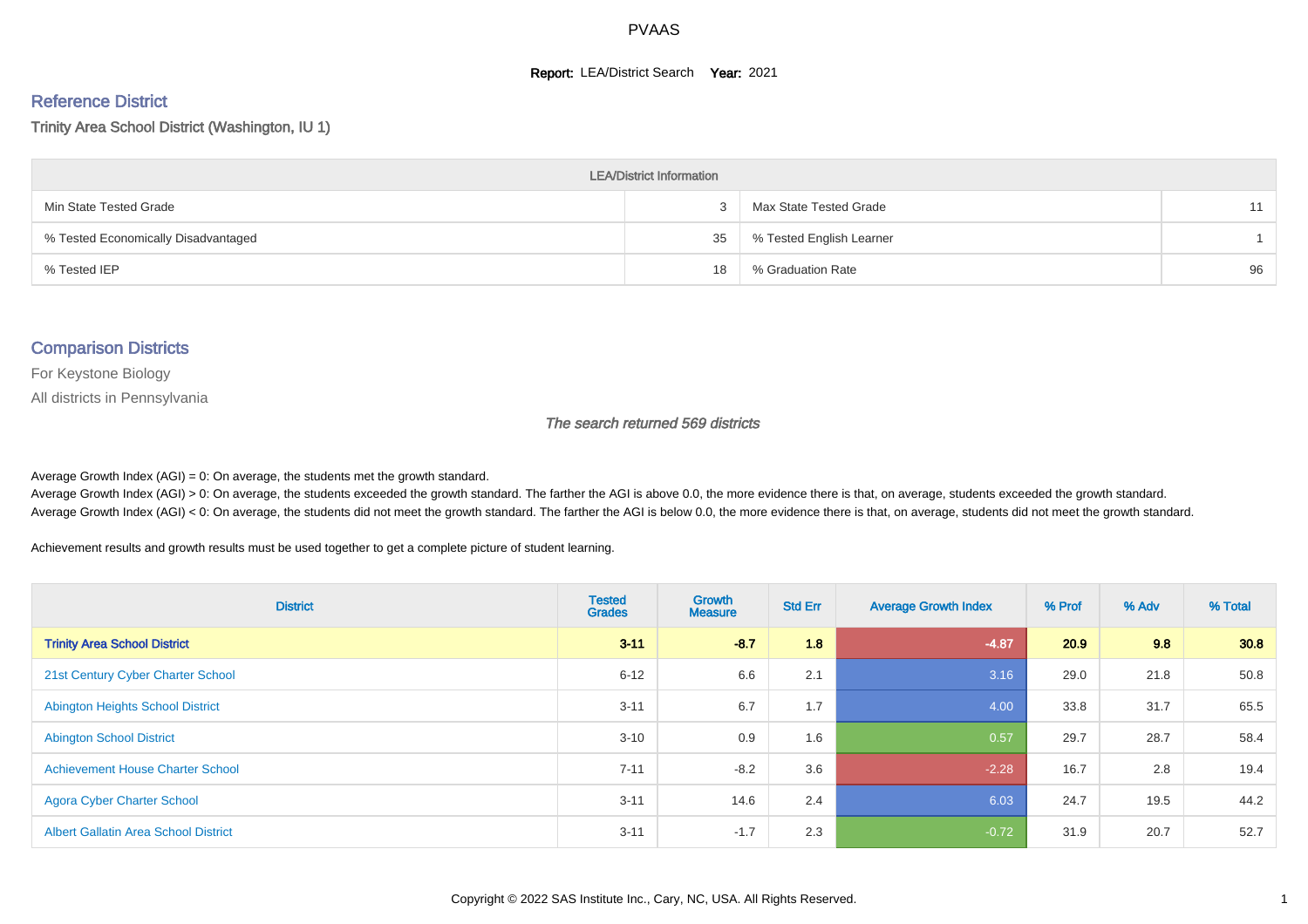PVAAS

**Report:** LEA/District Search **Year:** 2021

## Reference District

### Trinity Area School District (Washington, IU 1)

| LEA/District Information | | | |
|---|---|---|---|
| Min State Tested Grade | 3 | Max State Tested Grade | 11 |
| % Tested Economically Disadvantaged | 35 | % Tested English Learner | 1 |
| % Tested IEP | 18 | % Graduation Rate | 96 |

## Comparison Districts

For Keystone Biology

All districts in Pennsylvania

*The search returned 569 districts*

Average Growth Index (AGI) = 0: On average, the students met the growth standard.

Average Growth Index (AGI) > 0: On average, the students exceeded the growth standard. The farther the AGI is above 0.0, the more evidence there is that, on average, students exceeded the growth standard.

Average Growth Index (AGI) < 0: On average, the students did not meet the growth standard. The farther the AGI is below 0.0, the more evidence there is that, on average, students did not meet the growth standard.

Achievement results and growth results must be used together to get a complete picture of student learning.

| District | Tested Grades | Growth Measure | Std Err | Average Growth Index | % Prof | % Adv | % Total |
|---|---|---|---|---|---|---|---|
| **Trinity Area School District** | **3-11** | **-8.7** | **1.8** | **-4.87** | **20.9** | **9.8** | **30.8** |
| 21st Century Cyber Charter School | 6-12 | 6.6 | 2.1 | 3.16 | 29.0 | 21.8 | 50.8 |
| Abington Heights School District | 3-11 | 6.7 | 1.7 | 4.00 | 33.8 | 31.7 | 65.5 |
| Abington School District | 3-10 | 0.9 | 1.6 | 0.57 | 29.7 | 28.7 | 58.4 |
| Achievement House Charter School | 7-11 | -8.2 | 3.6 | -2.28 | 16.7 | 2.8 | 19.4 |
| Agora Cyber Charter School | 3-11 | 14.6 | 2.4 | 6.03 | 24.7 | 19.5 | 44.2 |
| Albert Gallatin Area School District | 3-11 | -1.7 | 2.3 | -0.72 | 31.9 | 20.7 | 52.7 |

Copyright © 2022 SAS Institute Inc., Cary, NC, USA. All Rights Reserved.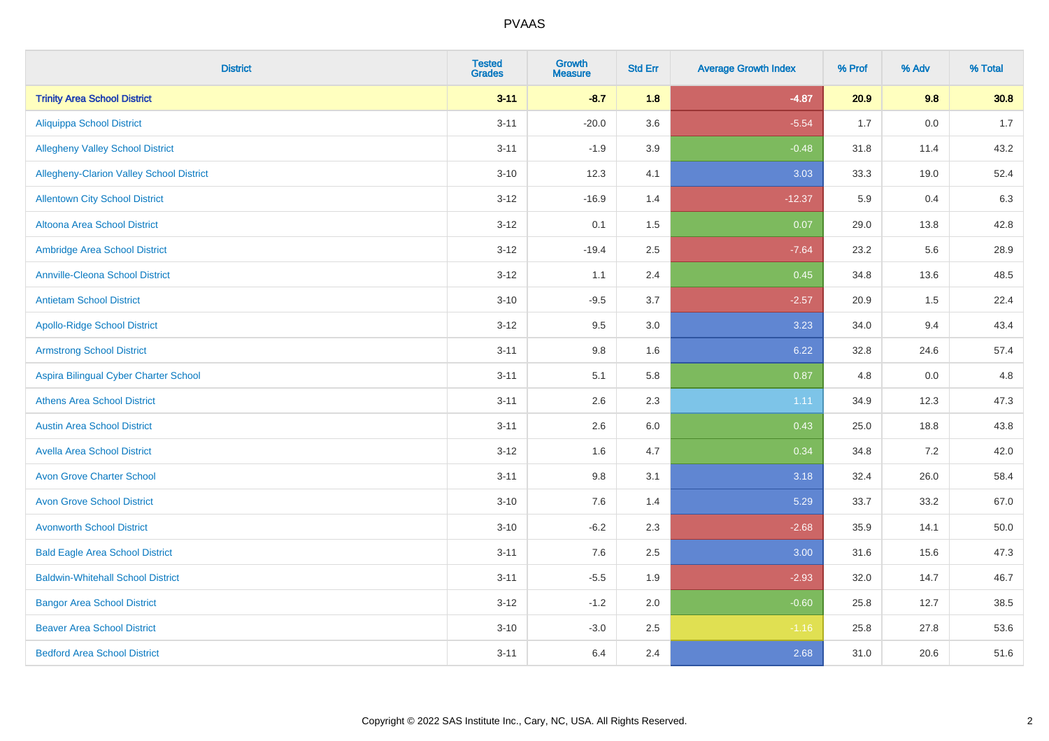| District | Tested Grades | Growth Measure | Std Err | Average Growth Index | % Prof | % Adv | % Total |
|---|---|---|---|---|---|---|---|
| **Trinity Area School District** | **3-11** | **-8.7** | **1.8** | **-4.87** | **20.9** | **9.8** | **30.8** |
| Aliquippa School District | 3-11 | -20.0 | 3.6 | -5.54 | 1.7 | 0.0 | 1.7 |
| Allegheny Valley School District | 3-11 | -1.9 | 3.9 | -0.48 | 31.8 | 11.4 | 43.2 |
| Allegheny-Clarion Valley School District | 3-10 | 12.3 | 4.1 | 3.03 | 33.3 | 19.0 | 52.4 |
| Allentown City School District | 3-12 | -16.9 | 1.4 | -12.37 | 5.9 | 0.4 | 6.3 |
| Altoona Area School District | 3-12 | 0.1 | 1.5 | 0.07 | 29.0 | 13.8 | 42.8 |
| Ambridge Area School District | 3-12 | -19.4 | 2.5 | -7.64 | 23.2 | 5.6 | 28.9 |
| Annville-Cleona School District | 3-12 | 1.1 | 2.4 | 0.45 | 34.8 | 13.6 | 48.5 |
| Antietam School District | 3-10 | -9.5 | 3.7 | -2.57 | 20.9 | 1.5 | 22.4 |
| Apollo-Ridge School District | 3-12 | 9.5 | 3.0 | 3.23 | 34.0 | 9.4 | 43.4 |
| Armstrong School District | 3-11 | 9.8 | 1.6 | 6.22 | 32.8 | 24.6 | 57.4 |
| Aspira Bilingual Cyber Charter School | 3-11 | 5.1 | 5.8 | 0.87 | 4.8 | 0.0 | 4.8 |
| Athens Area School District | 3-11 | 2.6 | 2.3 | 1.11 | 34.9 | 12.3 | 47.3 |
| Austin Area School District | 3-11 | 2.6 | 6.0 | 0.43 | 25.0 | 18.8 | 43.8 |
| Avella Area School District | 3-12 | 1.6 | 4.7 | 0.34 | 34.8 | 7.2 | 42.0 |
| Avon Grove Charter School | 3-11 | 9.8 | 3.1 | 3.18 | 32.4 | 26.0 | 58.4 |
| Avon Grove School District | 3-10 | 7.6 | 1.4 | 5.29 | 33.7 | 33.2 | 67.0 |
| Avonworth School District | 3-10 | -6.2 | 2.3 | -2.68 | 35.9 | 14.1 | 50.0 |
| Bald Eagle Area School District | 3-11 | 7.6 | 2.5 | 3.00 | 31.6 | 15.6 | 47.3 |
| Baldwin-Whitehall School District | 3-11 | -5.5 | 1.9 | -2.93 | 32.0 | 14.7 | 46.7 |
| Bangor Area School District | 3-12 | -1.2 | 2.0 | -0.60 | 25.8 | 12.7 | 38.5 |
| Beaver Area School District | 3-10 | -3.0 | 2.5 | -1.16 | 25.8 | 27.8 | 53.6 |
| Bedford Area School District | 3-11 | 6.4 | 2.4 | 2.68 | 31.0 | 20.6 | 51.6 |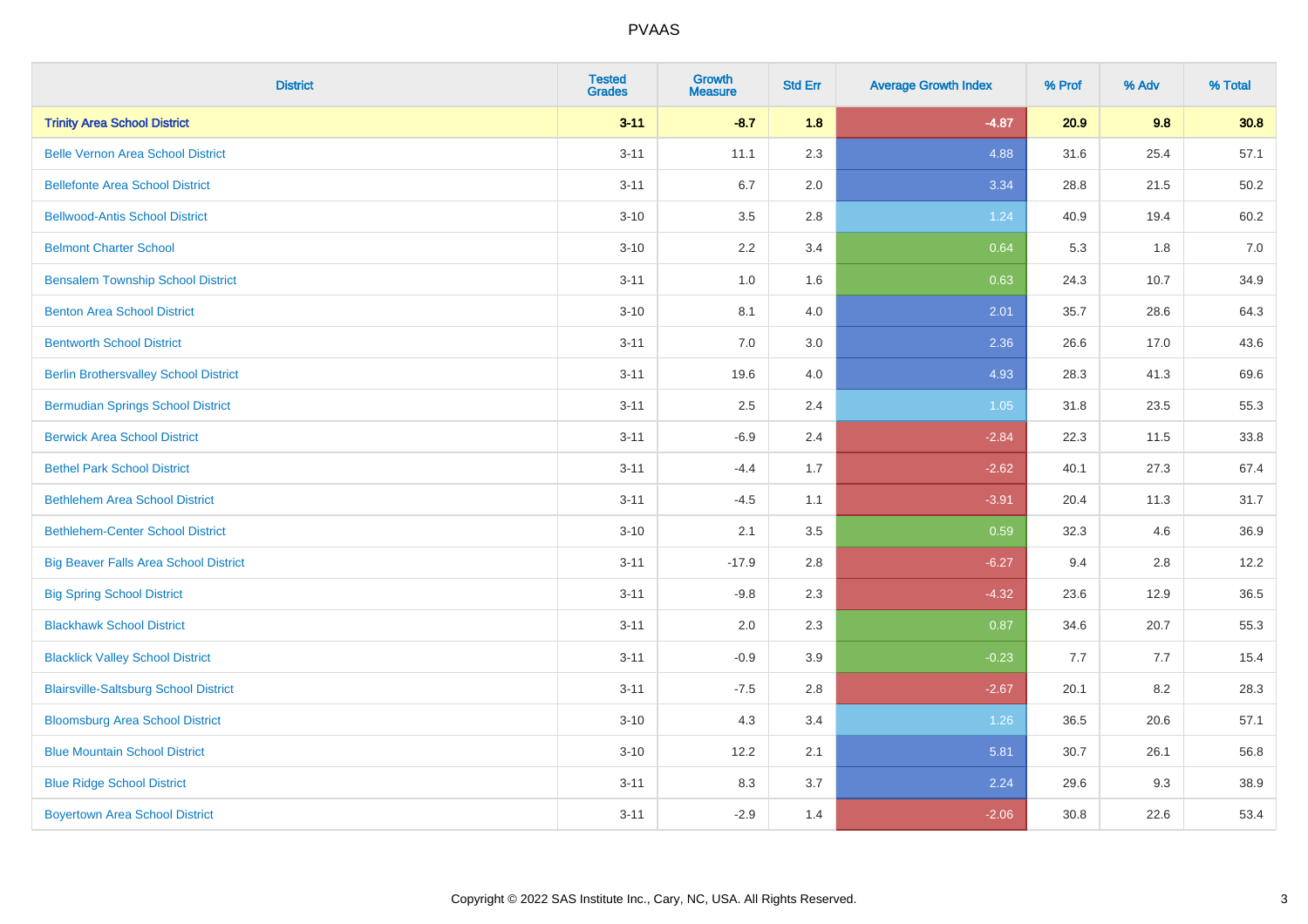# PVAAS

| District | Tested Grades | Growth Measure | Std Err | Average Growth Index | % Prof | % Adv | % Total |
|---|---|---|---|---|---|---|---|
| **Trinity Area School District** | **3-11** | **-8.7** | **1.8** | **-4.87** | **20.9** | **9.8** | **30.8** |
| Belle Vernon Area School District | 3-11 | 11.1 | 2.3 | 4.88 | 31.6 | 25.4 | 57.1 |
| Bellefonte Area School District | 3-11 | 6.7 | 2.0 | 3.34 | 28.8 | 21.5 | 50.2 |
| Bellwood-Antis School District | 3-10 | 3.5 | 2.8 | 1.24 | 40.9 | 19.4 | 60.2 |
| Belmont Charter School | 3-10 | 2.2 | 3.4 | 0.64 | 5.3 | 1.8 | 7.0 |
| Bensalem Township School District | 3-11 | 1.0 | 1.6 | 0.63 | 24.3 | 10.7 | 34.9 |
| Benton Area School District | 3-10 | 8.1 | 4.0 | 2.01 | 35.7 | 28.6 | 64.3 |
| Bentworth School District | 3-11 | 7.0 | 3.0 | 2.36 | 26.6 | 17.0 | 43.6 |
| Berlin Brothersvalley School District | 3-11 | 19.6 | 4.0 | 4.93 | 28.3 | 41.3 | 69.6 |
| Bermudian Springs School District | 3-11 | 2.5 | 2.4 | 1.05 | 31.8 | 23.5 | 55.3 |
| Berwick Area School District | 3-11 | -6.9 | 2.4 | -2.84 | 22.3 | 11.5 | 33.8 |
| Bethel Park School District | 3-11 | -4.4 | 1.7 | -2.62 | 40.1 | 27.3 | 67.4 |
| Bethlehem Area School District | 3-11 | -4.5 | 1.1 | -3.91 | 20.4 | 11.3 | 31.7 |
| Bethlehem-Center School District | 3-10 | 2.1 | 3.5 | 0.59 | 32.3 | 4.6 | 36.9 |
| Big Beaver Falls Area School District | 3-11 | -17.9 | 2.8 | -6.27 | 9.4 | 2.8 | 12.2 |
| Big Spring School District | 3-11 | -9.8 | 2.3 | -4.32 | 23.6 | 12.9 | 36.5 |
| Blackhawk School District | 3-11 | 2.0 | 2.3 | 0.87 | 34.6 | 20.7 | 55.3 |
| Blacklick Valley School District | 3-11 | -0.9 | 3.9 | -0.23 | 7.7 | 7.7 | 15.4 |
| Blairsville-Saltsburg School District | 3-11 | -7.5 | 2.8 | -2.67 | 20.1 | 8.2 | 28.3 |
| Bloomsburg Area School District | 3-10 | 4.3 | 3.4 | 1.26 | 36.5 | 20.6 | 57.1 |
| Blue Mountain School District | 3-10 | 12.2 | 2.1 | 5.81 | 30.7 | 26.1 | 56.8 |
| Blue Ridge School District | 3-11 | 8.3 | 3.7 | 2.24 | 29.6 | 9.3 | 38.9 |
| Boyertown Area School District | 3-11 | -2.9 | 1.4 | -2.06 | 30.8 | 22.6 | 53.4 |

Copyright © 2022 SAS Institute Inc., Cary, NC, USA. All Rights Reserved.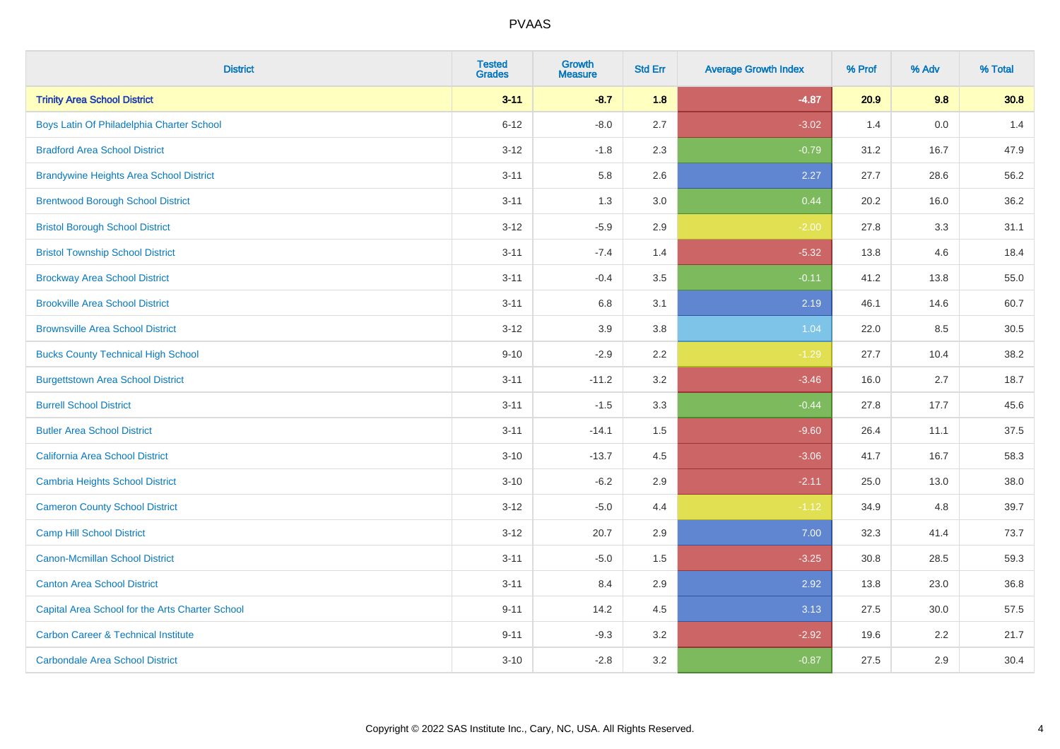| District | Tested Grades | Growth Measure | Std Err | Average Growth Index | % Prof | % Adv | % Total |
|---|---|---|---|---|---|---|---|
| **Trinity Area School District** | **3-11** | **-8.7** | **1.8** | **-4.87** | **20.9** | **9.8** | **30.8** |
| Boys Latin Of Philadelphia Charter School | 6-12 | -8.0 | 2.7 | -3.02 | 1.4 | 0.0 | 1.4 |
| Bradford Area School District | 3-12 | -1.8 | 2.3 | -0.79 | 31.2 | 16.7 | 47.9 |
| Brandywine Heights Area School District | 3-11 | 5.8 | 2.6 | 2.27 | 27.7 | 28.6 | 56.2 |
| Brentwood Borough School District | 3-11 | 1.3 | 3.0 | 0.44 | 20.2 | 16.0 | 36.2 |
| Bristol Borough School District | 3-12 | -5.9 | 2.9 | -2.00 | 27.8 | 3.3 | 31.1 |
| Bristol Township School District | 3-11 | -7.4 | 1.4 | -5.32 | 13.8 | 4.6 | 18.4 |
| Brockway Area School District | 3-11 | -0.4 | 3.5 | -0.11 | 41.2 | 13.8 | 55.0 |
| Brookville Area School District | 3-11 | 6.8 | 3.1 | 2.19 | 46.1 | 14.6 | 60.7 |
| Brownsville Area School District | 3-12 | 3.9 | 3.8 | 1.04 | 22.0 | 8.5 | 30.5 |
| Bucks County Technical High School | 9-10 | -2.9 | 2.2 | -1.29 | 27.7 | 10.4 | 38.2 |
| Burgettstown Area School District | 3-11 | -11.2 | 3.2 | -3.46 | 16.0 | 2.7 | 18.7 |
| Burrell School District | 3-11 | -1.5 | 3.3 | -0.44 | 27.8 | 17.7 | 45.6 |
| Butler Area School District | 3-11 | -14.1 | 1.5 | -9.60 | 26.4 | 11.1 | 37.5 |
| California Area School District | 3-10 | -13.7 | 4.5 | -3.06 | 41.7 | 16.7 | 58.3 |
| Cambria Heights School District | 3-10 | -6.2 | 2.9 | -2.11 | 25.0 | 13.0 | 38.0 |
| Cameron County School District | 3-12 | -5.0 | 4.4 | -1.12 | 34.9 | 4.8 | 39.7 |
| Camp Hill School District | 3-12 | 20.7 | 2.9 | 7.00 | 32.3 | 41.4 | 73.7 |
| Canon-Mcmillan School District | 3-11 | -5.0 | 1.5 | -3.25 | 30.8 | 28.5 | 59.3 |
| Canton Area School District | 3-11 | 8.4 | 2.9 | 2.92 | 13.8 | 23.0 | 36.8 |
| Capital Area School for the Arts Charter School | 9-11 | 14.2 | 4.5 | 3.13 | 27.5 | 30.0 | 57.5 |
| Carbon Career & Technical Institute | 9-11 | -9.3 | 3.2 | -2.92 | 19.6 | 2.2 | 21.7 |
| Carbondale Area School District | 3-10 | -2.8 | 3.2 | -0.87 | 27.5 | 2.9 | 30.4 |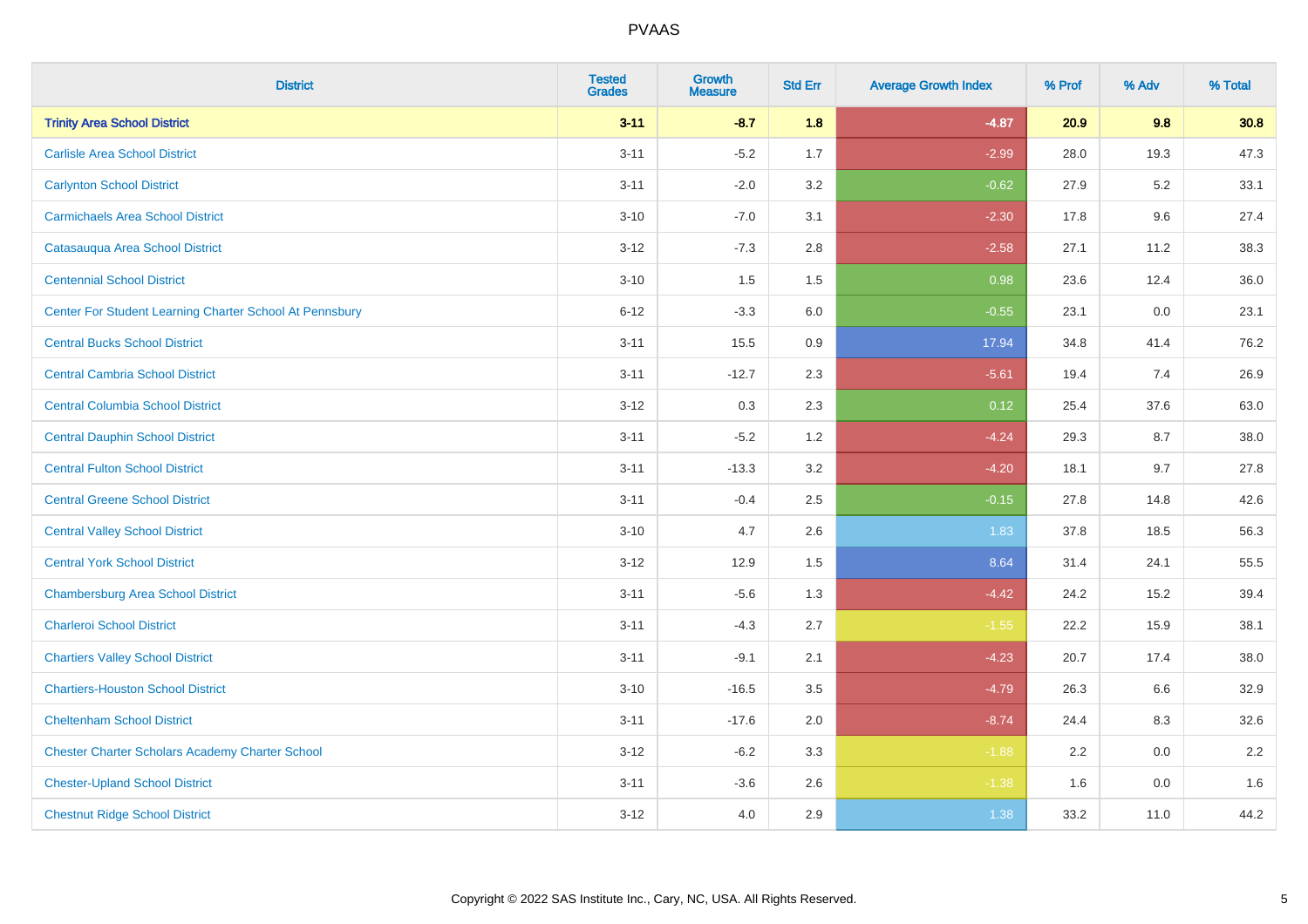# PVAAS

| District | Tested Grades | Growth Measure | Std Err | Average Growth Index | % Prof | % Adv | % Total |
|---|---|---|---|---|---|---|---|
| **Trinity Area School District** | **3-11** | **-8.7** | **1.8** | **-4.87** | **20.9** | **9.8** | **30.8** |
| Carlisle Area School District | 3-11 | -5.2 | 1.7 | -2.99 | 28.0 | 19.3 | 47.3 |
| Carlynton School District | 3-11 | -2.0 | 3.2 | -0.62 | 27.9 | 5.2 | 33.1 |
| Carmichaels Area School District | 3-10 | -7.0 | 3.1 | -2.30 | 17.8 | 9.6 | 27.4 |
| Catasauqua Area School District | 3-12 | -7.3 | 2.8 | -2.58 | 27.1 | 11.2 | 38.3 |
| Centennial School District | 3-10 | 1.5 | 1.5 | 0.98 | 23.6 | 12.4 | 36.0 |
| Center For Student Learning Charter School At Pennsbury | 6-12 | -3.3 | 6.0 | -0.55 | 23.1 | 0.0 | 23.1 |
| Central Bucks School District | 3-11 | 15.5 | 0.9 | 17.94 | 34.8 | 41.4 | 76.2 |
| Central Cambria School District | 3-11 | -12.7 | 2.3 | -5.61 | 19.4 | 7.4 | 26.9 |
| Central Columbia School District | 3-12 | 0.3 | 2.3 | 0.12 | 25.4 | 37.6 | 63.0 |
| Central Dauphin School District | 3-11 | -5.2 | 1.2 | -4.24 | 29.3 | 8.7 | 38.0 |
| Central Fulton School District | 3-11 | -13.3 | 3.2 | -4.20 | 18.1 | 9.7 | 27.8 |
| Central Greene School District | 3-11 | -0.4 | 2.5 | -0.15 | 27.8 | 14.8 | 42.6 |
| Central Valley School District | 3-10 | 4.7 | 2.6 | 1.83 | 37.8 | 18.5 | 56.3 |
| Central York School District | 3-12 | 12.9 | 1.5 | 8.64 | 31.4 | 24.1 | 55.5 |
| Chambersburg Area School District | 3-11 | -5.6 | 1.3 | -4.42 | 24.2 | 15.2 | 39.4 |
| Charleroi School District | 3-11 | -4.3 | 2.7 | -1.55 | 22.2 | 15.9 | 38.1 |
| Chartiers Valley School District | 3-11 | -9.1 | 2.1 | -4.23 | 20.7 | 17.4 | 38.0 |
| Chartiers-Houston School District | 3-10 | -16.5 | 3.5 | -4.79 | 26.3 | 6.6 | 32.9 |
| Cheltenham School District | 3-11 | -17.6 | 2.0 | -8.74 | 24.4 | 8.3 | 32.6 |
| Chester Charter Scholars Academy Charter School | 3-12 | -6.2 | 3.3 | -1.88 | 2.2 | 0.0 | 2.2 |
| Chester-Upland School District | 3-11 | -3.6 | 2.6 | -1.38 | 1.6 | 0.0 | 1.6 |
| Chestnut Ridge School District | 3-12 | 4.0 | 2.9 | 1.38 | 33.2 | 11.0 | 44.2 |

Copyright © 2022 SAS Institute Inc., Cary, NC, USA. All Rights Reserved.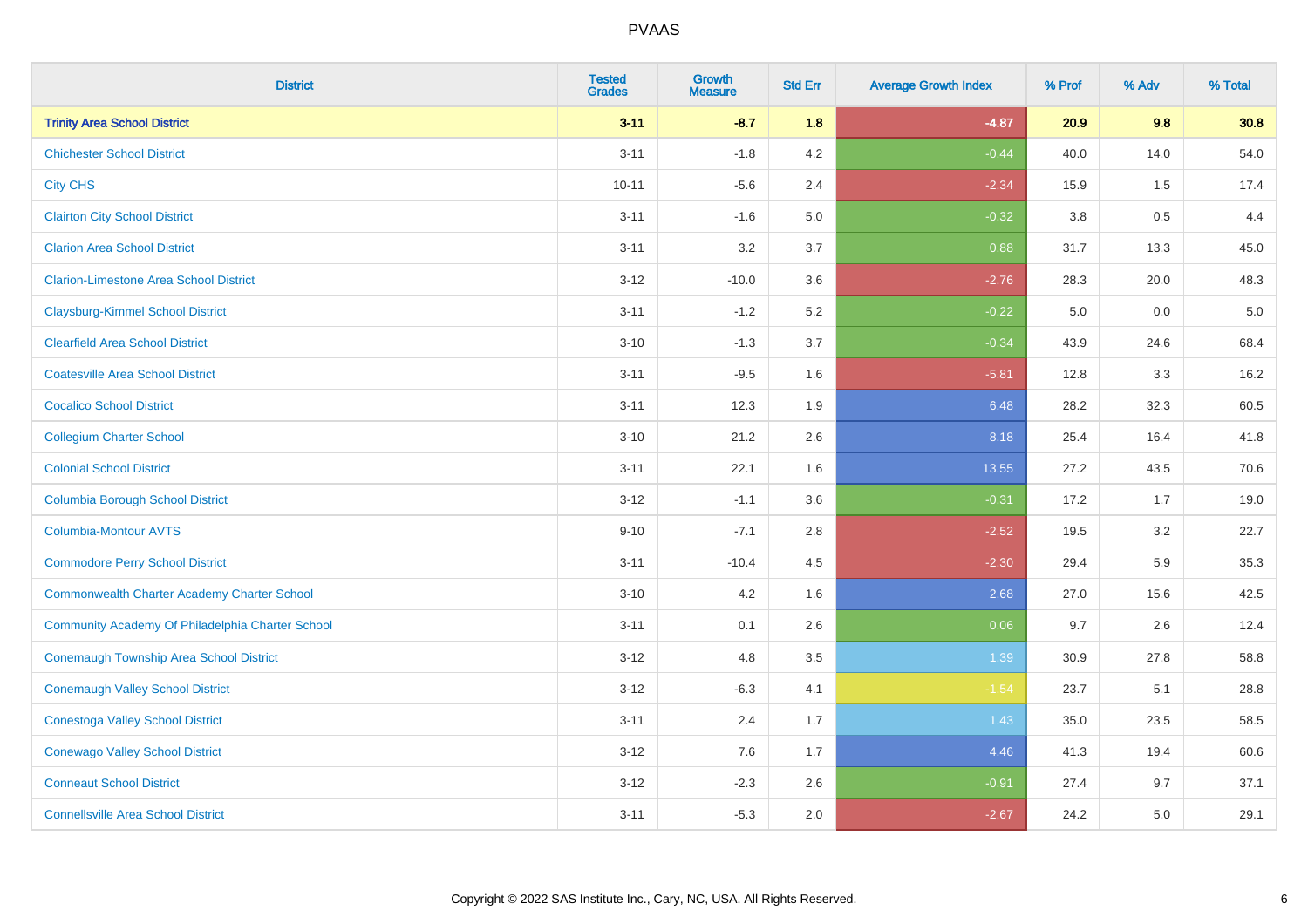| District | Tested Grades | Growth Measure | Std Err | Average Growth Index | % Prof | % Adv | % Total |
|---|---|---|---|---|---|---|---|
| **Trinity Area School District** | **3-11** | **-8.7** | **1.8** | **-4.87** | **20.9** | **9.8** | **30.8** |
| Chichester School District | 3-11 | -1.8 | 4.2 | -0.44 | 40.0 | 14.0 | 54.0 |
| City CHS | 10-11 | -5.6 | 2.4 | -2.34 | 15.9 | 1.5 | 17.4 |
| Clairton City School District | 3-11 | -1.6 | 5.0 | -0.32 | 3.8 | 0.5 | 4.4 |
| Clarion Area School District | 3-11 | 3.2 | 3.7 | 0.88 | 31.7 | 13.3 | 45.0 |
| Clarion-Limestone Area School District | 3-12 | -10.0 | 3.6 | -2.76 | 28.3 | 20.0 | 48.3 |
| Claysburg-Kimmel School District | 3-11 | -1.2 | 5.2 | -0.22 | 5.0 | 0.0 | 5.0 |
| Clearfield Area School District | 3-10 | -1.3 | 3.7 | -0.34 | 43.9 | 24.6 | 68.4 |
| Coatesville Area School District | 3-11 | -9.5 | 1.6 | -5.81 | 12.8 | 3.3 | 16.2 |
| Cocalico School District | 3-11 | 12.3 | 1.9 | 6.48 | 28.2 | 32.3 | 60.5 |
| Collegium Charter School | 3-10 | 21.2 | 2.6 | 8.18 | 25.4 | 16.4 | 41.8 |
| Colonial School District | 3-11 | 22.1 | 1.6 | 13.55 | 27.2 | 43.5 | 70.6 |
| Columbia Borough School District | 3-12 | -1.1 | 3.6 | -0.31 | 17.2 | 1.7 | 19.0 |
| Columbia-Montour AVTS | 9-10 | -7.1 | 2.8 | -2.52 | 19.5 | 3.2 | 22.7 |
| Commodore Perry School District | 3-11 | -10.4 | 4.5 | -2.30 | 29.4 | 5.9 | 35.3 |
| Commonwealth Charter Academy Charter School | 3-10 | 4.2 | 1.6 | 2.68 | 27.0 | 15.6 | 42.5 |
| Community Academy Of Philadelphia Charter School | 3-11 | 0.1 | 2.6 | 0.06 | 9.7 | 2.6 | 12.4 |
| Conemaugh Township Area School District | 3-12 | 4.8 | 3.5 | 1.39 | 30.9 | 27.8 | 58.8 |
| Conemaugh Valley School District | 3-12 | -6.3 | 4.1 | -1.54 | 23.7 | 5.1 | 28.8 |
| Conestoga Valley School District | 3-11 | 2.4 | 1.7 | 1.43 | 35.0 | 23.5 | 58.5 |
| Conewago Valley School District | 3-12 | 7.6 | 1.7 | 4.46 | 41.3 | 19.4 | 60.6 |
| Conneaut School District | 3-12 | -2.3 | 2.6 | -0.91 | 27.4 | 9.7 | 37.1 |
| Connellsville Area School District | 3-11 | -5.3 | 2.0 | -2.67 | 24.2 | 5.0 | 29.1 |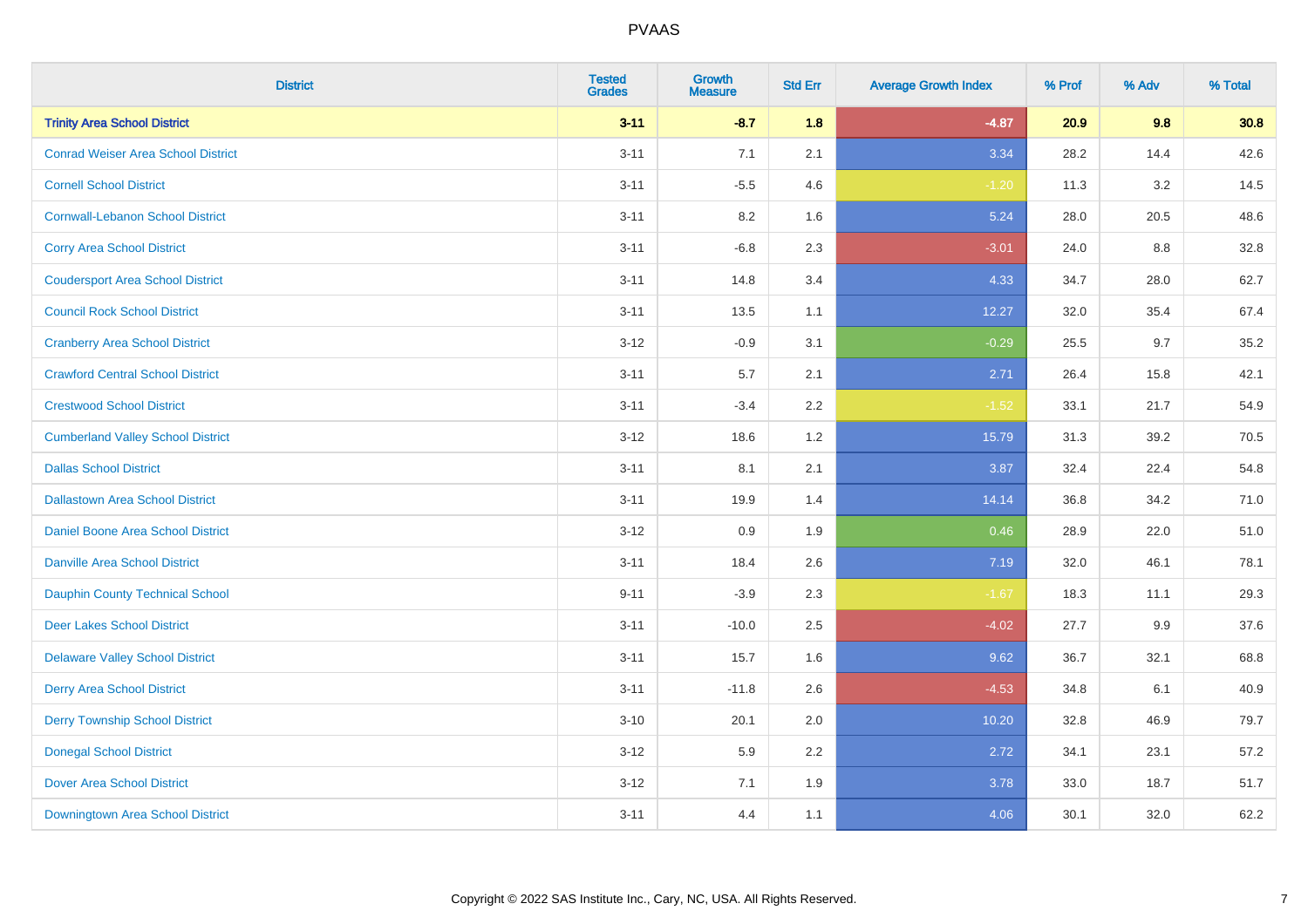# PVAAS

| District | Tested Grades | Growth Measure | Std Err | Average Growth Index | % Prof | % Adv | % Total |
|---|---|---|---|---|---|---|---|
| **Trinity Area School District** | **3-11** | **-8.7** | **1.8** | **-4.87** | **20.9** | **9.8** | **30.8** |
| Conrad Weiser Area School District | 3-11 | 7.1 | 2.1 | 3.34 | 28.2 | 14.4 | 42.6 |
| Cornell School District | 3-11 | -5.5 | 4.6 | -1.20 | 11.3 | 3.2 | 14.5 |
| Cornwall-Lebanon School District | 3-11 | 8.2 | 1.6 | 5.24 | 28.0 | 20.5 | 48.6 |
| Corry Area School District | 3-11 | -6.8 | 2.3 | -3.01 | 24.0 | 8.8 | 32.8 |
| Coudersport Area School District | 3-11 | 14.8 | 3.4 | 4.33 | 34.7 | 28.0 | 62.7 |
| Council Rock School District | 3-11 | 13.5 | 1.1 | 12.27 | 32.0 | 35.4 | 67.4 |
| Cranberry Area School District | 3-12 | -0.9 | 3.1 | -0.29 | 25.5 | 9.7 | 35.2 |
| Crawford Central School District | 3-11 | 5.7 | 2.1 | 2.71 | 26.4 | 15.8 | 42.1 |
| Crestwood School District | 3-11 | -3.4 | 2.2 | -1.52 | 33.1 | 21.7 | 54.9 |
| Cumberland Valley School District | 3-12 | 18.6 | 1.2 | 15.79 | 31.3 | 39.2 | 70.5 |
| Dallas School District | 3-11 | 8.1 | 2.1 | 3.87 | 32.4 | 22.4 | 54.8 |
| Dallastown Area School District | 3-11 | 19.9 | 1.4 | 14.14 | 36.8 | 34.2 | 71.0 |
| Daniel Boone Area School District | 3-12 | 0.9 | 1.9 | 0.46 | 28.9 | 22.0 | 51.0 |
| Danville Area School District | 3-11 | 18.4 | 2.6 | 7.19 | 32.0 | 46.1 | 78.1 |
| Dauphin County Technical School | 9-11 | -3.9 | 2.3 | -1.67 | 18.3 | 11.1 | 29.3 |
| Deer Lakes School District | 3-11 | -10.0 | 2.5 | -4.02 | 27.7 | 9.9 | 37.6 |
| Delaware Valley School District | 3-11 | 15.7 | 1.6 | 9.62 | 36.7 | 32.1 | 68.8 |
| Derry Area School District | 3-11 | -11.8 | 2.6 | -4.53 | 34.8 | 6.1 | 40.9 |
| Derry Township School District | 3-10 | 20.1 | 2.0 | 10.20 | 32.8 | 46.9 | 79.7 |
| Donegal School District | 3-12 | 5.9 | 2.2 | 2.72 | 34.1 | 23.1 | 57.2 |
| Dover Area School District | 3-12 | 7.1 | 1.9 | 3.78 | 33.0 | 18.7 | 51.7 |
| Downingtown Area School District | 3-11 | 4.4 | 1.1 | 4.06 | 30.1 | 32.0 | 62.2 |

Copyright © 2022 SAS Institute Inc., Cary, NC, USA. All Rights Reserved.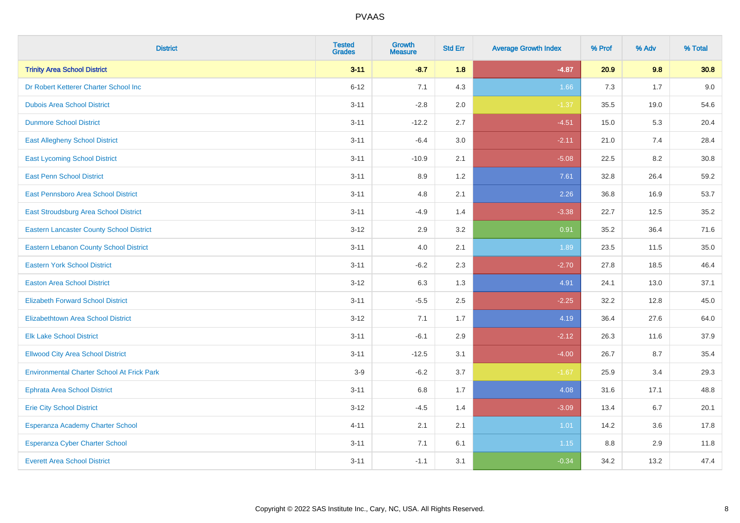# PVAAS

| District | Tested Grades | Growth Measure | Std Err | Average Growth Index | % Prof | % Adv | % Total |
|---|---|---|---|---|---|---|---|
| **Trinity Area School District** | **3-11** | **-8.7** | **1.8** | **-4.87** | **20.9** | **9.8** | **30.8** |
| Dr Robert Ketterer Charter School Inc | 6-12 | 7.1 | 4.3 | 1.66 | 7.3 | 1.7 | 9.0 |
| Dubois Area School District | 3-11 | -2.8 | 2.0 | -1.37 | 35.5 | 19.0 | 54.6 |
| Dunmore School District | 3-11 | -12.2 | 2.7 | -4.51 | 15.0 | 5.3 | 20.4 |
| East Allegheny School District | 3-11 | -6.4 | 3.0 | -2.11 | 21.0 | 7.4 | 28.4 |
| East Lycoming School District | 3-11 | -10.9 | 2.1 | -5.08 | 22.5 | 8.2 | 30.8 |
| East Penn School District | 3-11 | 8.9 | 1.2 | 7.61 | 32.8 | 26.4 | 59.2 |
| East Pennsboro Area School District | 3-11 | 4.8 | 2.1 | 2.26 | 36.8 | 16.9 | 53.7 |
| East Stroudsburg Area School District | 3-11 | -4.9 | 1.4 | -3.38 | 22.7 | 12.5 | 35.2 |
| Eastern Lancaster County School District | 3-12 | 2.9 | 3.2 | 0.91 | 35.2 | 36.4 | 71.6 |
| Eastern Lebanon County School District | 3-11 | 4.0 | 2.1 | 1.89 | 23.5 | 11.5 | 35.0 |
| Eastern York School District | 3-11 | -6.2 | 2.3 | -2.70 | 27.8 | 18.5 | 46.4 |
| Easton Area School District | 3-12 | 6.3 | 1.3 | 4.91 | 24.1 | 13.0 | 37.1 |
| Elizabeth Forward School District | 3-11 | -5.5 | 2.5 | -2.25 | 32.2 | 12.8 | 45.0 |
| Elizabethtown Area School District | 3-12 | 7.1 | 1.7 | 4.19 | 36.4 | 27.6 | 64.0 |
| Elk Lake School District | 3-11 | -6.1 | 2.9 | -2.12 | 26.3 | 11.6 | 37.9 |
| Ellwood City Area School District | 3-11 | -12.5 | 3.1 | -4.00 | 26.7 | 8.7 | 35.4 |
| Environmental Charter School At Frick Park | 3-9 | -6.2 | 3.7 | -1.67 | 25.9 | 3.4 | 29.3 |
| Ephrata Area School District | 3-11 | 6.8 | 1.7 | 4.08 | 31.6 | 17.1 | 48.8 |
| Erie City School District | 3-12 | -4.5 | 1.4 | -3.09 | 13.4 | 6.7 | 20.1 |
| Esperanza Academy Charter School | 4-11 | 2.1 | 2.1 | 1.01 | 14.2 | 3.6 | 17.8 |
| Esperanza Cyber Charter School | 3-11 | 7.1 | 6.1 | 1.15 | 8.8 | 2.9 | 11.8 |
| Everett Area School District | 3-11 | -1.1 | 3.1 | -0.34 | 34.2 | 13.2 | 47.4 |

Copyright © 2022 SAS Institute Inc., Cary, NC, USA. All Rights Reserved.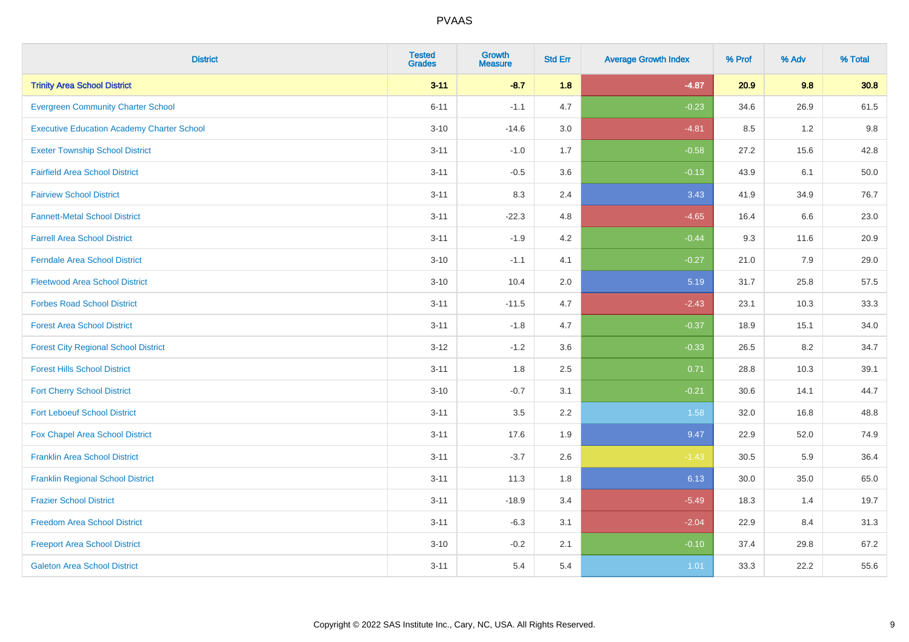# PVAAS

| District | Tested Grades | Growth Measure | Std Err | Average Growth Index | % Prof | % Adv | % Total |
|---|---|---|---|---|---|---|---|
| **Trinity Area School District** | **3-11** | **-8.7** | **1.8** | **-4.87** | **20.9** | **9.8** | **30.8** |
| Evergreen Community Charter School | 6-11 | -1.1 | 4.7 | -0.23 | 34.6 | 26.9 | 61.5 |
| Executive Education Academy Charter School | 3-10 | -14.6 | 3.0 | -4.81 | 8.5 | 1.2 | 9.8 |
| Exeter Township School District | 3-11 | -1.0 | 1.7 | -0.58 | 27.2 | 15.6 | 42.8 |
| Fairfield Area School District | 3-11 | -0.5 | 3.6 | -0.13 | 43.9 | 6.1 | 50.0 |
| Fairview School District | 3-11 | 8.3 | 2.4 | 3.43 | 41.9 | 34.9 | 76.7 |
| Fannett-Metal School District | 3-11 | -22.3 | 4.8 | -4.65 | 16.4 | 6.6 | 23.0 |
| Farrell Area School District | 3-11 | -1.9 | 4.2 | -0.44 | 9.3 | 11.6 | 20.9 |
| Ferndale Area School District | 3-10 | -1.1 | 4.1 | -0.27 | 21.0 | 7.9 | 29.0 |
| Fleetwood Area School District | 3-10 | 10.4 | 2.0 | 5.19 | 31.7 | 25.8 | 57.5 |
| Forbes Road School District | 3-11 | -11.5 | 4.7 | -2.43 | 23.1 | 10.3 | 33.3 |
| Forest Area School District | 3-11 | -1.8 | 4.7 | -0.37 | 18.9 | 15.1 | 34.0 |
| Forest City Regional School District | 3-12 | -1.2 | 3.6 | -0.33 | 26.5 | 8.2 | 34.7 |
| Forest Hills School District | 3-11 | 1.8 | 2.5 | 0.71 | 28.8 | 10.3 | 39.1 |
| Fort Cherry School District | 3-10 | -0.7 | 3.1 | -0.21 | 30.6 | 14.1 | 44.7 |
| Fort Leboeuf School District | 3-11 | 3.5 | 2.2 | 1.58 | 32.0 | 16.8 | 48.8 |
| Fox Chapel Area School District | 3-11 | 17.6 | 1.9 | 9.47 | 22.9 | 52.0 | 74.9 |
| Franklin Area School District | 3-11 | -3.7 | 2.6 | -1.43 | 30.5 | 5.9 | 36.4 |
| Franklin Regional School District | 3-11 | 11.3 | 1.8 | 6.13 | 30.0 | 35.0 | 65.0 |
| Frazier School District | 3-11 | -18.9 | 3.4 | -5.49 | 18.3 | 1.4 | 19.7 |
| Freedom Area School District | 3-11 | -6.3 | 3.1 | -2.04 | 22.9 | 8.4 | 31.3 |
| Freeport Area School District | 3-10 | -0.2 | 2.1 | -0.10 | 37.4 | 29.8 | 67.2 |
| Galeton Area School District | 3-11 | 5.4 | 5.4 | 1.01 | 33.3 | 22.2 | 55.6 |

Copyright © 2022 SAS Institute Inc., Cary, NC, USA. All Rights Reserved.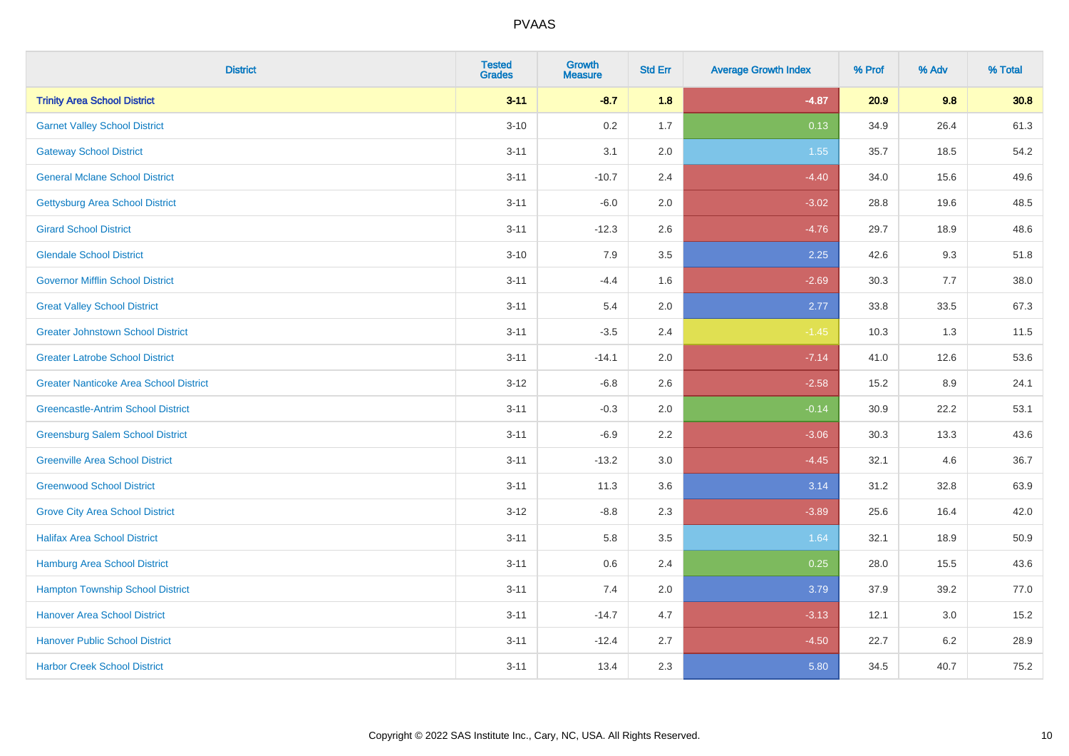# PVAAS

| District | Tested Grades | Growth Measure | Std Err | Average Growth Index | % Prof | % Adv | % Total |
|---|---|---|---|---|---|---|---|
| **Trinity Area School District** | **3-11** | **-8.7** | **1.8** | **-4.87** | **20.9** | **9.8** | **30.8** |
| Garnet Valley School District | 3-10 | 0.2 | 1.7 | 0.13 | 34.9 | 26.4 | 61.3 |
| Gateway School District | 3-11 | 3.1 | 2.0 | 1.55 | 35.7 | 18.5 | 54.2 |
| General Mclane School District | 3-11 | -10.7 | 2.4 | -4.40 | 34.0 | 15.6 | 49.6 |
| Gettysburg Area School District | 3-11 | -6.0 | 2.0 | -3.02 | 28.8 | 19.6 | 48.5 |
| Girard School District | 3-11 | -12.3 | 2.6 | -4.76 | 29.7 | 18.9 | 48.6 |
| Glendale School District | 3-10 | 7.9 | 3.5 | 2.25 | 42.6 | 9.3 | 51.8 |
| Governor Mifflin School District | 3-11 | -4.4 | 1.6 | -2.69 | 30.3 | 7.7 | 38.0 |
| Great Valley School District | 3-11 | 5.4 | 2.0 | 2.77 | 33.8 | 33.5 | 67.3 |
| Greater Johnstown School District | 3-11 | -3.5 | 2.4 | -1.45 | 10.3 | 1.3 | 11.5 |
| Greater Latrobe School District | 3-11 | -14.1 | 2.0 | -7.14 | 41.0 | 12.6 | 53.6 |
| Greater Nanticoke Area School District | 3-12 | -6.8 | 2.6 | -2.58 | 15.2 | 8.9 | 24.1 |
| Greencastle-Antrim School District | 3-11 | -0.3 | 2.0 | -0.14 | 30.9 | 22.2 | 53.1 |
| Greensburg Salem School District | 3-11 | -6.9 | 2.2 | -3.06 | 30.3 | 13.3 | 43.6 |
| Greenville Area School District | 3-11 | -13.2 | 3.0 | -4.45 | 32.1 | 4.6 | 36.7 |
| Greenwood School District | 3-11 | 11.3 | 3.6 | 3.14 | 31.2 | 32.8 | 63.9 |
| Grove City Area School District | 3-12 | -8.8 | 2.3 | -3.89 | 25.6 | 16.4 | 42.0 |
| Halifax Area School District | 3-11 | 5.8 | 3.5 | 1.64 | 32.1 | 18.9 | 50.9 |
| Hamburg Area School District | 3-11 | 0.6 | 2.4 | 0.25 | 28.0 | 15.5 | 43.6 |
| Hampton Township School District | 3-11 | 7.4 | 2.0 | 3.79 | 37.9 | 39.2 | 77.0 |
| Hanover Area School District | 3-11 | -14.7 | 4.7 | -3.13 | 12.1 | 3.0 | 15.2 |
| Hanover Public School District | 3-11 | -12.4 | 2.7 | -4.50 | 22.7 | 6.2 | 28.9 |
| Harbor Creek School District | 3-11 | 13.4 | 2.3 | 5.80 | 34.5 | 40.7 | 75.2 |

Copyright © 2022 SAS Institute Inc., Cary, NC, USA. All Rights Reserved.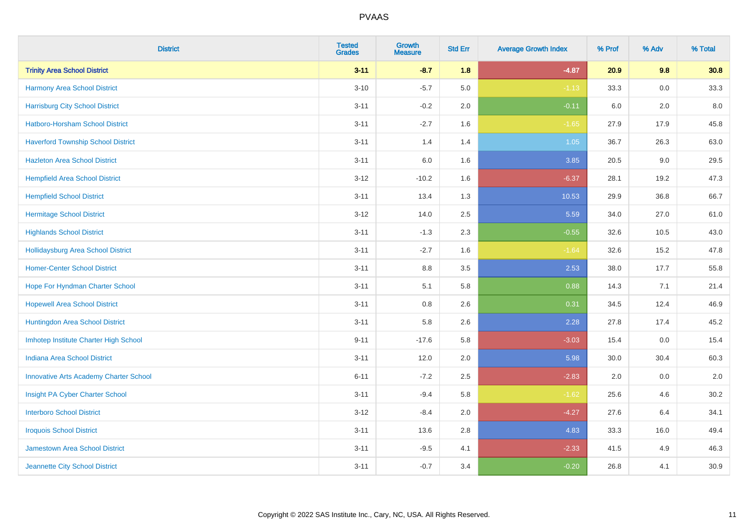# PVAAS

| District | Tested Grades | Growth Measure | Std Err | Average Growth Index | % Prof | % Adv | % Total |
|---|---|---|---|---|---|---|---|
| **Trinity Area School District** | **3-11** | **-8.7** | **1.8** | **-4.87** | **20.9** | **9.8** | **30.8** |
| Harmony Area School District | 3-10 | -5.7 | 5.0 | -1.13 | 33.3 | 0.0 | 33.3 |
| Harrisburg City School District | 3-11 | -0.2 | 2.0 | -0.11 | 6.0 | 2.0 | 8.0 |
| Hatboro-Horsham School District | 3-11 | -2.7 | 1.6 | -1.65 | 27.9 | 17.9 | 45.8 |
| Haverford Township School District | 3-11 | 1.4 | 1.4 | 1.05 | 36.7 | 26.3 | 63.0 |
| Hazleton Area School District | 3-11 | 6.0 | 1.6 | 3.85 | 20.5 | 9.0 | 29.5 |
| Hempfield Area School District | 3-12 | -10.2 | 1.6 | -6.37 | 28.1 | 19.2 | 47.3 |
| Hempfield School District | 3-11 | 13.4 | 1.3 | 10.53 | 29.9 | 36.8 | 66.7 |
| Hermitage School District | 3-12 | 14.0 | 2.5 | 5.59 | 34.0 | 27.0 | 61.0 |
| Highlands School District | 3-11 | -1.3 | 2.3 | -0.55 | 32.6 | 10.5 | 43.0 |
| Hollidaysburg Area School District | 3-11 | -2.7 | 1.6 | -1.64 | 32.6 | 15.2 | 47.8 |
| Homer-Center School District | 3-11 | 8.8 | 3.5 | 2.53 | 38.0 | 17.7 | 55.8 |
| Hope For Hyndman Charter School | 3-11 | 5.1 | 5.8 | 0.88 | 14.3 | 7.1 | 21.4 |
| Hopewell Area School District | 3-11 | 0.8 | 2.6 | 0.31 | 34.5 | 12.4 | 46.9 |
| Huntingdon Area School District | 3-11 | 5.8 | 2.6 | 2.28 | 27.8 | 17.4 | 45.2 |
| Imhotep Institute Charter High School | 9-11 | -17.6 | 5.8 | -3.03 | 15.4 | 0.0 | 15.4 |
| Indiana Area School District | 3-11 | 12.0 | 2.0 | 5.98 | 30.0 | 30.4 | 60.3 |
| Innovative Arts Academy Charter School | 6-11 | -7.2 | 2.5 | -2.83 | 2.0 | 0.0 | 2.0 |
| Insight PA Cyber Charter School | 3-11 | -9.4 | 5.8 | -1.62 | 25.6 | 4.6 | 30.2 |
| Interboro School District | 3-12 | -8.4 | 2.0 | -4.27 | 27.6 | 6.4 | 34.1 |
| Iroquois School District | 3-11 | 13.6 | 2.8 | 4.83 | 33.3 | 16.0 | 49.4 |
| Jamestown Area School District | 3-11 | -9.5 | 4.1 | -2.33 | 41.5 | 4.9 | 46.3 |
| Jeannette City School District | 3-11 | -0.7 | 3.4 | -0.20 | 26.8 | 4.1 | 30.9 |

Copyright © 2022 SAS Institute Inc., Cary, NC, USA. All Rights Reserved.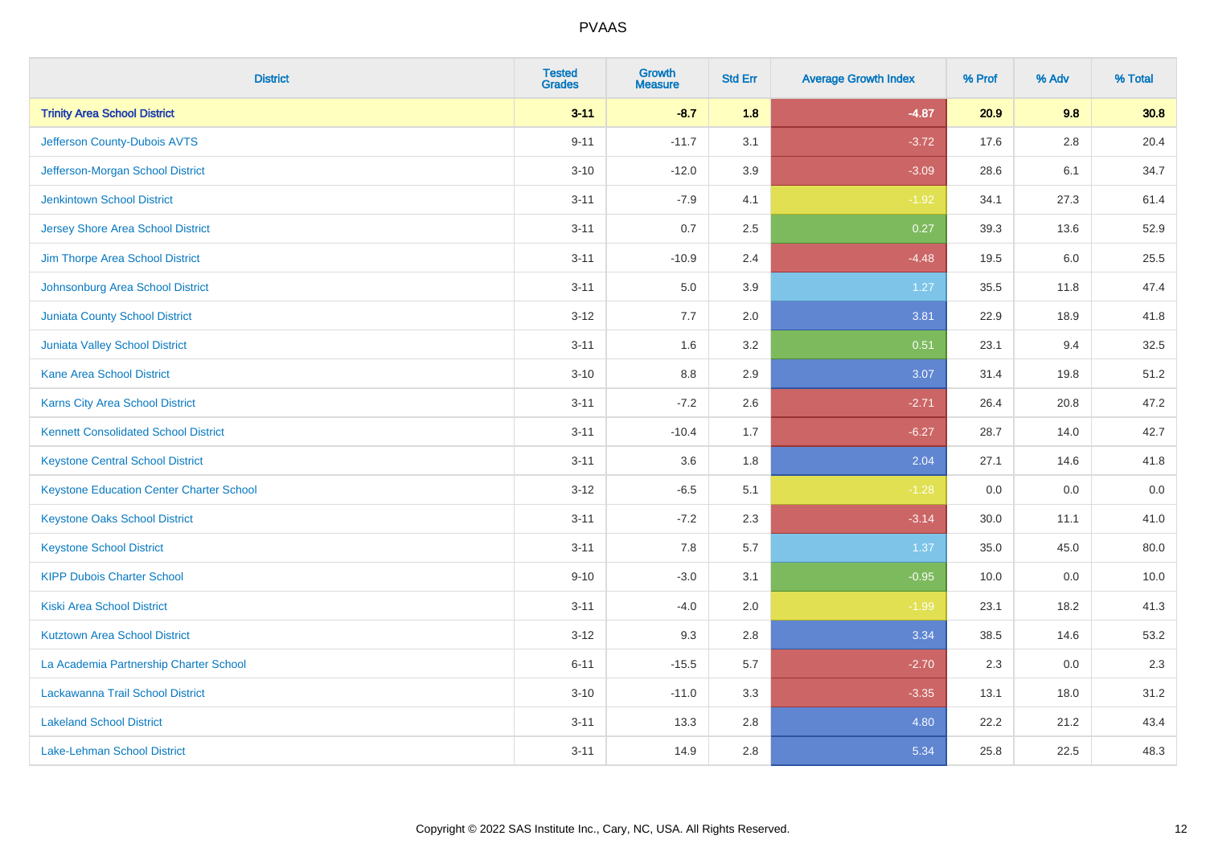# PVAAS

| District | Tested Grades | Growth Measure | Std Err | Average Growth Index | % Prof | % Adv | % Total |
|---|---|---|---|---|---|---|---|
| **Trinity Area School District** | **3-11** | **-8.7** | **1.8** | **-4.87** | **20.9** | **9.8** | **30.8** |
| Jefferson County-Dubois AVTS | 9-11 | -11.7 | 3.1 | -3.72 | 17.6 | 2.8 | 20.4 |
| Jefferson-Morgan School District | 3-10 | -12.0 | 3.9 | -3.09 | 28.6 | 6.1 | 34.7 |
| Jenkintown School District | 3-11 | -7.9 | 4.1 | -1.92 | 34.1 | 27.3 | 61.4 |
| Jersey Shore Area School District | 3-11 | 0.7 | 2.5 | 0.27 | 39.3 | 13.6 | 52.9 |
| Jim Thorpe Area School District | 3-11 | -10.9 | 2.4 | -4.48 | 19.5 | 6.0 | 25.5 |
| Johnsonburg Area School District | 3-11 | 5.0 | 3.9 | 1.27 | 35.5 | 11.8 | 47.4 |
| Juniata County School District | 3-12 | 7.7 | 2.0 | 3.81 | 22.9 | 18.9 | 41.8 |
| Juniata Valley School District | 3-11 | 1.6 | 3.2 | 0.51 | 23.1 | 9.4 | 32.5 |
| Kane Area School District | 3-10 | 8.8 | 2.9 | 3.07 | 31.4 | 19.8 | 51.2 |
| Karns City Area School District | 3-11 | -7.2 | 2.6 | -2.71 | 26.4 | 20.8 | 47.2 |
| Kennett Consolidated School District | 3-11 | -10.4 | 1.7 | -6.27 | 28.7 | 14.0 | 42.7 |
| Keystone Central School District | 3-11 | 3.6 | 1.8 | 2.04 | 27.1 | 14.6 | 41.8 |
| Keystone Education Center Charter School | 3-12 | -6.5 | 5.1 | -1.28 | 0.0 | 0.0 | 0.0 |
| Keystone Oaks School District | 3-11 | -7.2 | 2.3 | -3.14 | 30.0 | 11.1 | 41.0 |
| Keystone School District | 3-11 | 7.8 | 5.7 | 1.37 | 35.0 | 45.0 | 80.0 |
| KIPP Dubois Charter School | 9-10 | -3.0 | 3.1 | -0.95 | 10.0 | 0.0 | 10.0 |
| Kiski Area School District | 3-11 | -4.0 | 2.0 | -1.99 | 23.1 | 18.2 | 41.3 |
| Kutztown Area School District | 3-12 | 9.3 | 2.8 | 3.34 | 38.5 | 14.6 | 53.2 |
| La Academia Partnership Charter School | 6-11 | -15.5 | 5.7 | -2.70 | 2.3 | 0.0 | 2.3 |
| Lackawanna Trail School District | 3-10 | -11.0 | 3.3 | -3.35 | 13.1 | 18.0 | 31.2 |
| Lakeland School District | 3-11 | 13.3 | 2.8 | 4.80 | 22.2 | 21.2 | 43.4 |
| Lake-Lehman School District | 3-11 | 14.9 | 2.8 | 5.34 | 25.8 | 22.5 | 48.3 |

Copyright © 2022 SAS Institute Inc., Cary, NC, USA. All Rights Reserved.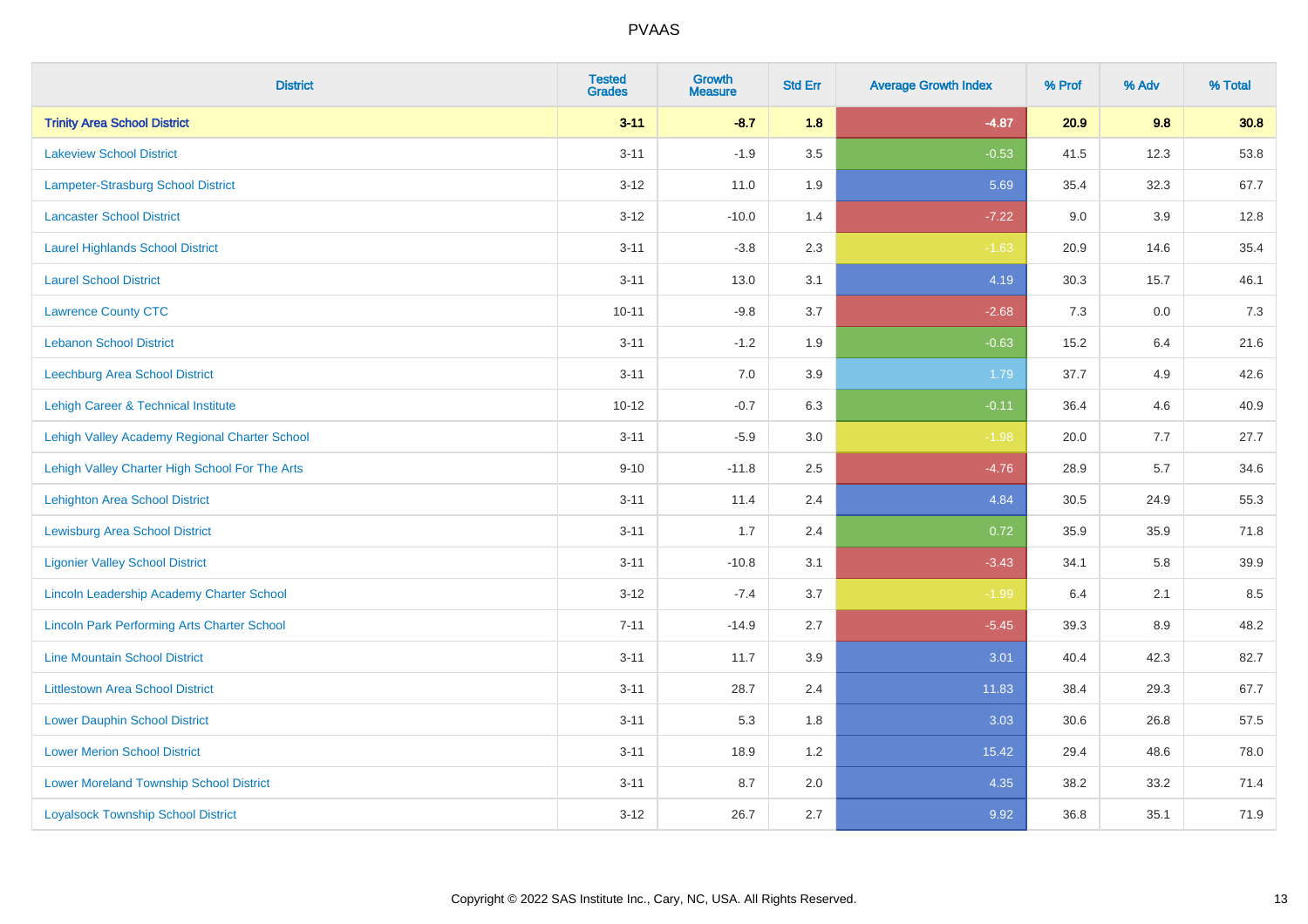# PVAAS

| District | Tested Grades | Growth Measure | Std Err | Average Growth Index | % Prof | % Adv | % Total |
|---|---|---|---|---|---|---|---|
| **Trinity Area School District** | **3-11** | **-8.7** | **1.8** | **-4.87** | **20.9** | **9.8** | **30.8** |
| Lakeview School District | 3-11 | -1.9 | 3.5 | -0.53 | 41.5 | 12.3 | 53.8 |
| Lampeter-Strasburg School District | 3-12 | 11.0 | 1.9 | 5.69 | 35.4 | 32.3 | 67.7 |
| Lancaster School District | 3-12 | -10.0 | 1.4 | -7.22 | 9.0 | 3.9 | 12.8 |
| Laurel Highlands School District | 3-11 | -3.8 | 2.3 | -1.63 | 20.9 | 14.6 | 35.4 |
| Laurel School District | 3-11 | 13.0 | 3.1 | 4.19 | 30.3 | 15.7 | 46.1 |
| Lawrence County CTC | 10-11 | -9.8 | 3.7 | -2.68 | 7.3 | 0.0 | 7.3 |
| Lebanon School District | 3-11 | -1.2 | 1.9 | -0.63 | 15.2 | 6.4 | 21.6 |
| Leechburg Area School District | 3-11 | 7.0 | 3.9 | 1.79 | 37.7 | 4.9 | 42.6 |
| Lehigh Career & Technical Institute | 10-12 | -0.7 | 6.3 | -0.11 | 36.4 | 4.6 | 40.9 |
| Lehigh Valley Academy Regional Charter School | 3-11 | -5.9 | 3.0 | -1.98 | 20.0 | 7.7 | 27.7 |
| Lehigh Valley Charter High School For The Arts | 9-10 | -11.8 | 2.5 | -4.76 | 28.9 | 5.7 | 34.6 |
| Lehighton Area School District | 3-11 | 11.4 | 2.4 | 4.84 | 30.5 | 24.9 | 55.3 |
| Lewisburg Area School District | 3-11 | 1.7 | 2.4 | 0.72 | 35.9 | 35.9 | 71.8 |
| Ligonier Valley School District | 3-11 | -10.8 | 3.1 | -3.43 | 34.1 | 5.8 | 39.9 |
| Lincoln Leadership Academy Charter School | 3-12 | -7.4 | 3.7 | -1.99 | 6.4 | 2.1 | 8.5 |
| Lincoln Park Performing Arts Charter School | 7-11 | -14.9 | 2.7 | -5.45 | 39.3 | 8.9 | 48.2 |
| Line Mountain School District | 3-11 | 11.7 | 3.9 | 3.01 | 40.4 | 42.3 | 82.7 |
| Littlestown Area School District | 3-11 | 28.7 | 2.4 | 11.83 | 38.4 | 29.3 | 67.7 |
| Lower Dauphin School District | 3-11 | 5.3 | 1.8 | 3.03 | 30.6 | 26.8 | 57.5 |
| Lower Merion School District | 3-11 | 18.9 | 1.2 | 15.42 | 29.4 | 48.6 | 78.0 |
| Lower Moreland Township School District | 3-11 | 8.7 | 2.0 | 4.35 | 38.2 | 33.2 | 71.4 |
| Loyalsock Township School District | 3-12 | 26.7 | 2.7 | 9.92 | 36.8 | 35.1 | 71.9 |

Copyright © 2022 SAS Institute Inc., Cary, NC, USA. All Rights Reserved.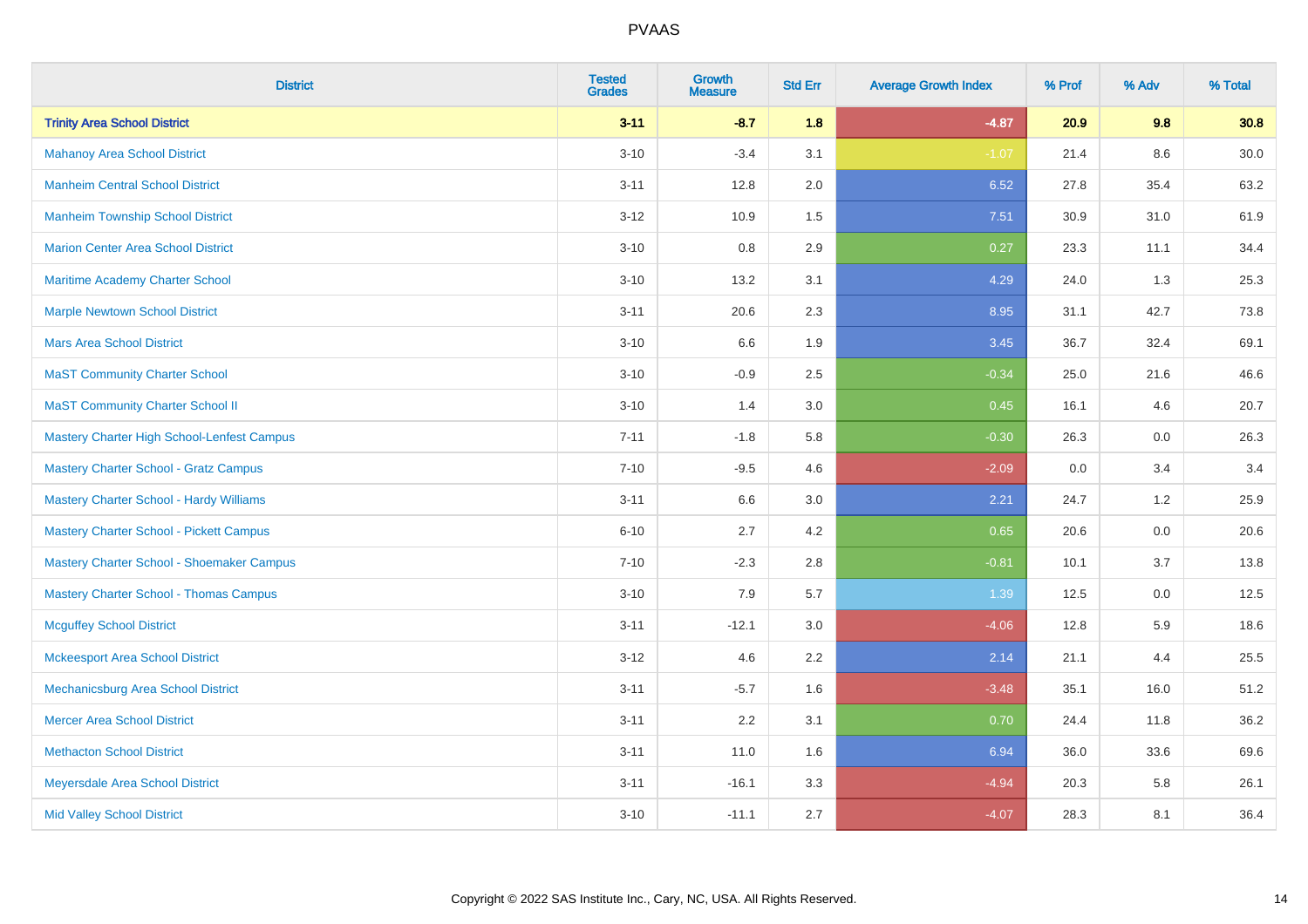| District | Tested Grades | Growth Measure | Std Err | Average Growth Index | % Prof | % Adv | % Total |
|---|---|---|---|---|---|---|---|
| **Trinity Area School District** | **3-11** | **-8.7** | **1.8** | **-4.87** | **20.9** | **9.8** | **30.8** |
| Mahanoy Area School District | 3-10 | -3.4 | 3.1 | -1.07 | 21.4 | 8.6 | 30.0 |
| Manheim Central School District | 3-11 | 12.8 | 2.0 | 6.52 | 27.8 | 35.4 | 63.2 |
| Manheim Township School District | 3-12 | 10.9 | 1.5 | 7.51 | 30.9 | 31.0 | 61.9 |
| Marion Center Area School District | 3-10 | 0.8 | 2.9 | 0.27 | 23.3 | 11.1 | 34.4 |
| Maritime Academy Charter School | 3-10 | 13.2 | 3.1 | 4.29 | 24.0 | 1.3 | 25.3 |
| Marple Newtown School District | 3-11 | 20.6 | 2.3 | 8.95 | 31.1 | 42.7 | 73.8 |
| Mars Area School District | 3-10 | 6.6 | 1.9 | 3.45 | 36.7 | 32.4 | 69.1 |
| MaST Community Charter School | 3-10 | -0.9 | 2.5 | -0.34 | 25.0 | 21.6 | 46.6 |
| MaST Community Charter School II | 3-10 | 1.4 | 3.0 | 0.45 | 16.1 | 4.6 | 20.7 |
| Mastery Charter High School-Lenfest Campus | 7-11 | -1.8 | 5.8 | -0.30 | 26.3 | 0.0 | 26.3 |
| Mastery Charter School - Gratz Campus | 7-10 | -9.5 | 4.6 | -2.09 | 0.0 | 3.4 | 3.4 |
| Mastery Charter School - Hardy Williams | 3-11 | 6.6 | 3.0 | 2.21 | 24.7 | 1.2 | 25.9 |
| Mastery Charter School - Pickett Campus | 6-10 | 2.7 | 4.2 | 0.65 | 20.6 | 0.0 | 20.6 |
| Mastery Charter School - Shoemaker Campus | 7-10 | -2.3 | 2.8 | -0.81 | 10.1 | 3.7 | 13.8 |
| Mastery Charter School - Thomas Campus | 3-10 | 7.9 | 5.7 | 1.39 | 12.5 | 0.0 | 12.5 |
| Mcguffey School District | 3-11 | -12.1 | 3.0 | -4.06 | 12.8 | 5.9 | 18.6 |
| Mckeesport Area School District | 3-12 | 4.6 | 2.2 | 2.14 | 21.1 | 4.4 | 25.5 |
| Mechanicsburg Area School District | 3-11 | -5.7 | 1.6 | -3.48 | 35.1 | 16.0 | 51.2 |
| Mercer Area School District | 3-11 | 2.2 | 3.1 | 0.70 | 24.4 | 11.8 | 36.2 |
| Methacton School District | 3-11 | 11.0 | 1.6 | 6.94 | 36.0 | 33.6 | 69.6 |
| Meyersdale Area School District | 3-11 | -16.1 | 3.3 | -4.94 | 20.3 | 5.8 | 26.1 |
| Mid Valley School District | 3-10 | -11.1 | 2.7 | -4.07 | 28.3 | 8.1 | 36.4 |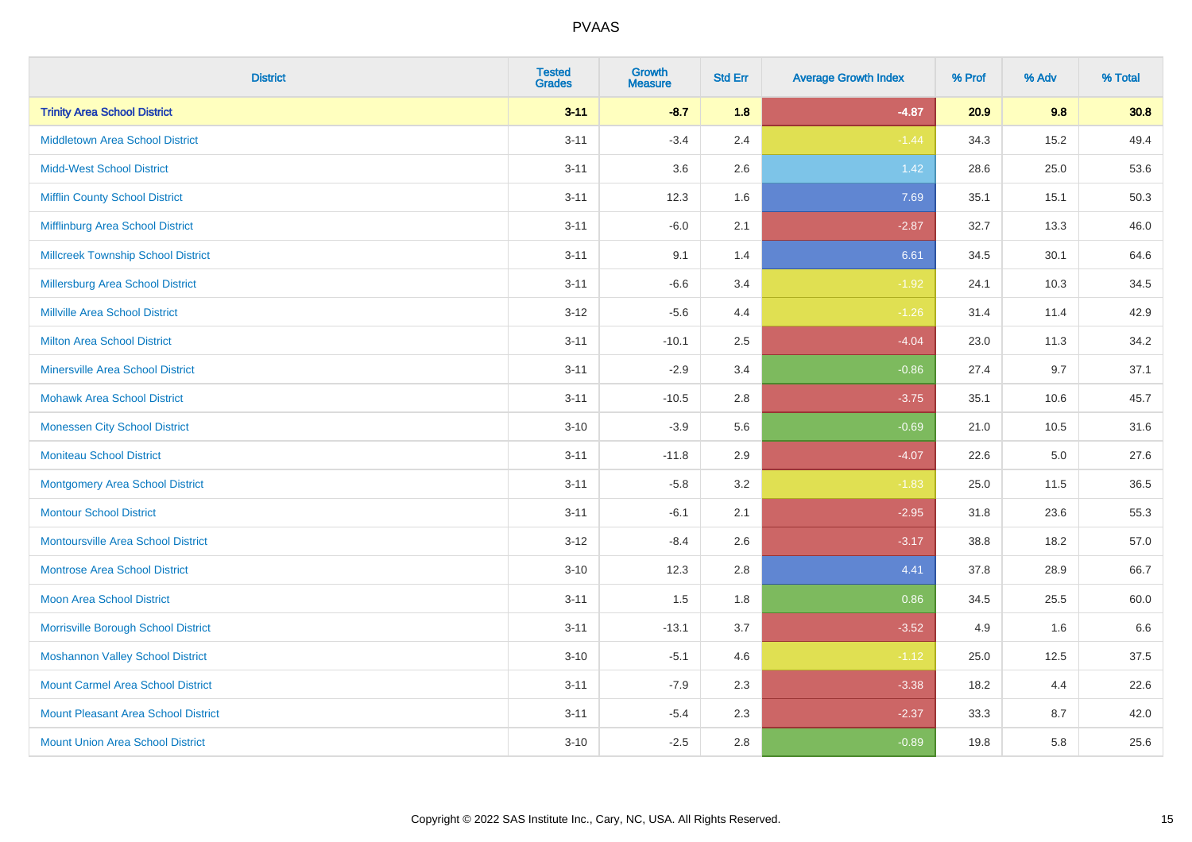| District | Tested Grades | Growth Measure | Std Err | Average Growth Index | % Prof | % Adv | % Total |
|---|---|---|---|---|---|---|---|
| **Trinity Area School District** | **3-11** | **-8.7** | **1.8** | **-4.87** | **20.9** | **9.8** | **30.8** |
| Middletown Area School District | 3-11 | -3.4 | 2.4 | -1.44 | 34.3 | 15.2 | 49.4 |
| Midd-West School District | 3-11 | 3.6 | 2.6 | 1.42 | 28.6 | 25.0 | 53.6 |
| Mifflin County School District | 3-11 | 12.3 | 1.6 | 7.69 | 35.1 | 15.1 | 50.3 |
| Mifflinburg Area School District | 3-11 | -6.0 | 2.1 | -2.87 | 32.7 | 13.3 | 46.0 |
| Millcreek Township School District | 3-11 | 9.1 | 1.4 | 6.61 | 34.5 | 30.1 | 64.6 |
| Millersburg Area School District | 3-11 | -6.6 | 3.4 | -1.92 | 24.1 | 10.3 | 34.5 |
| Millville Area School District | 3-12 | -5.6 | 4.4 | -1.26 | 31.4 | 11.4 | 42.9 |
| Milton Area School District | 3-11 | -10.1 | 2.5 | -4.04 | 23.0 | 11.3 | 34.2 |
| Minersville Area School District | 3-11 | -2.9 | 3.4 | -0.86 | 27.4 | 9.7 | 37.1 |
| Mohawk Area School District | 3-11 | -10.5 | 2.8 | -3.75 | 35.1 | 10.6 | 45.7 |
| Monessen City School District | 3-10 | -3.9 | 5.6 | -0.69 | 21.0 | 10.5 | 31.6 |
| Moniteau School District | 3-11 | -11.8 | 2.9 | -4.07 | 22.6 | 5.0 | 27.6 |
| Montgomery Area School District | 3-11 | -5.8 | 3.2 | -1.83 | 25.0 | 11.5 | 36.5 |
| Montour School District | 3-11 | -6.1 | 2.1 | -2.95 | 31.8 | 23.6 | 55.3 |
| Montoursville Area School District | 3-12 | -8.4 | 2.6 | -3.17 | 38.8 | 18.2 | 57.0 |
| Montrose Area School District | 3-10 | 12.3 | 2.8 | 4.41 | 37.8 | 28.9 | 66.7 |
| Moon Area School District | 3-11 | 1.5 | 1.8 | 0.86 | 34.5 | 25.5 | 60.0 |
| Morrisville Borough School District | 3-11 | -13.1 | 3.7 | -3.52 | 4.9 | 1.6 | 6.6 |
| Moshannon Valley School District | 3-10 | -5.1 | 4.6 | -1.12 | 25.0 | 12.5 | 37.5 |
| Mount Carmel Area School District | 3-11 | -7.9 | 2.3 | -3.38 | 18.2 | 4.4 | 22.6 |
| Mount Pleasant Area School District | 3-11 | -5.4 | 2.3 | -2.37 | 33.3 | 8.7 | 42.0 |
| Mount Union Area School District | 3-10 | -2.5 | 2.8 | -0.89 | 19.8 | 5.8 | 25.6 |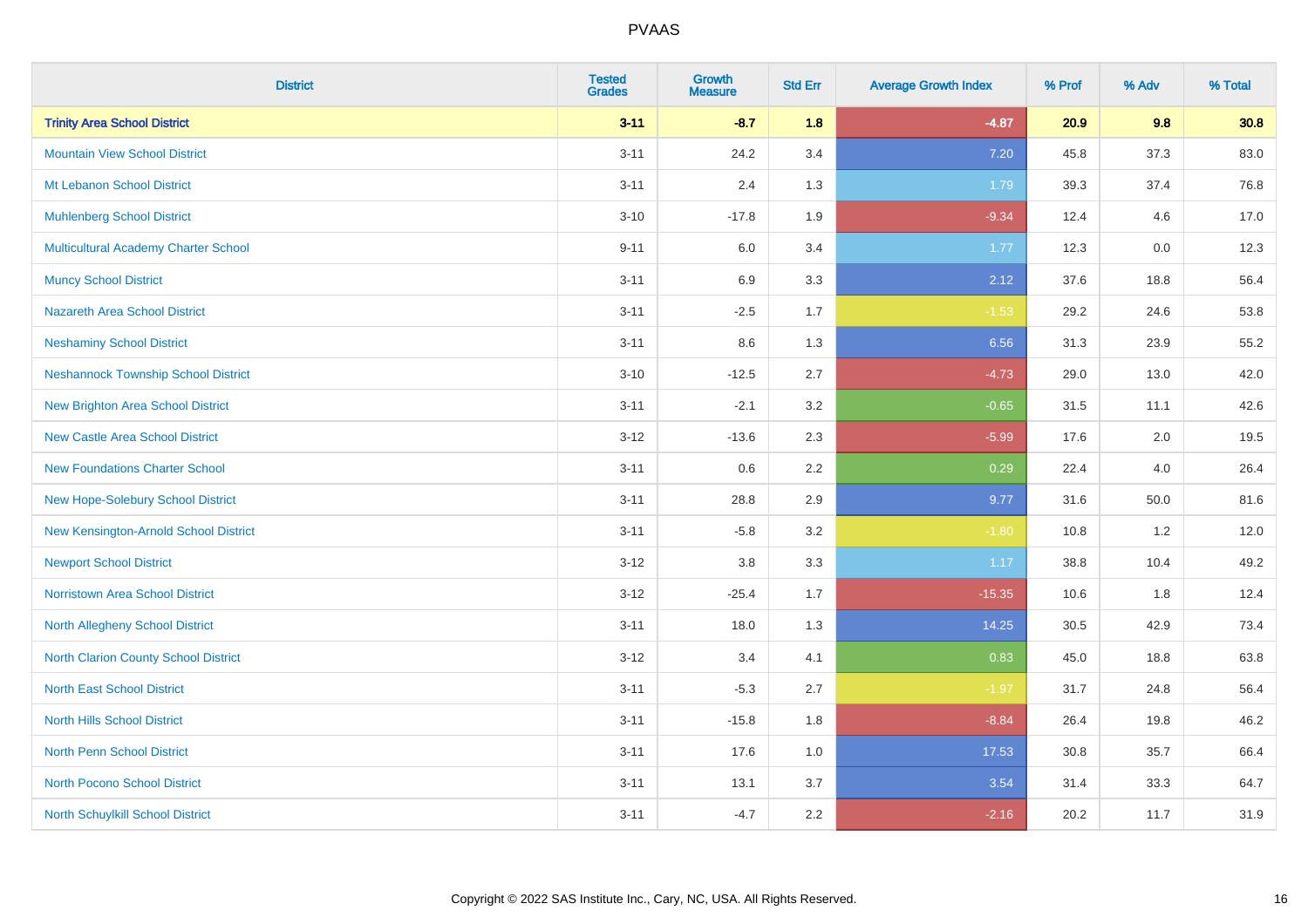# PVAAS

| District | Tested Grades | Growth Measure | Std Err | Average Growth Index | % Prof | % Adv | % Total |
|---|---|---|---|---|---|---|---|
| **Trinity Area School District** | **3-11** | **-8.7** | **1.8** | **-4.87** | **20.9** | **9.8** | **30.8** |
| Mountain View School District | 3-11 | 24.2 | 3.4 | 7.20 | 45.8 | 37.3 | 83.0 |
| Mt Lebanon School District | 3-11 | 2.4 | 1.3 | 1.79 | 39.3 | 37.4 | 76.8 |
| Muhlenberg School District | 3-10 | -17.8 | 1.9 | -9.34 | 12.4 | 4.6 | 17.0 |
| Multicultural Academy Charter School | 9-11 | 6.0 | 3.4 | 1.77 | 12.3 | 0.0 | 12.3 |
| Muncy School District | 3-11 | 6.9 | 3.3 | 2.12 | 37.6 | 18.8 | 56.4 |
| Nazareth Area School District | 3-11 | -2.5 | 1.7 | -1.53 | 29.2 | 24.6 | 53.8 |
| Neshaminy School District | 3-11 | 8.6 | 1.3 | 6.56 | 31.3 | 23.9 | 55.2 |
| Neshannock Township School District | 3-10 | -12.5 | 2.7 | -4.73 | 29.0 | 13.0 | 42.0 |
| New Brighton Area School District | 3-11 | -2.1 | 3.2 | -0.65 | 31.5 | 11.1 | 42.6 |
| New Castle Area School District | 3-12 | -13.6 | 2.3 | -5.99 | 17.6 | 2.0 | 19.5 |
| New Foundations Charter School | 3-11 | 0.6 | 2.2 | 0.29 | 22.4 | 4.0 | 26.4 |
| New Hope-Solebury School District | 3-11 | 28.8 | 2.9 | 9.77 | 31.6 | 50.0 | 81.6 |
| New Kensington-Arnold School District | 3-11 | -5.8 | 3.2 | -1.80 | 10.8 | 1.2 | 12.0 |
| Newport School District | 3-12 | 3.8 | 3.3 | 1.17 | 38.8 | 10.4 | 49.2 |
| Norristown Area School District | 3-12 | -25.4 | 1.7 | -15.35 | 10.6 | 1.8 | 12.4 |
| North Allegheny School District | 3-11 | 18.0 | 1.3 | 14.25 | 30.5 | 42.9 | 73.4 |
| North Clarion County School District | 3-12 | 3.4 | 4.1 | 0.83 | 45.0 | 18.8 | 63.8 |
| North East School District | 3-11 | -5.3 | 2.7 | -1.97 | 31.7 | 24.8 | 56.4 |
| North Hills School District | 3-11 | -15.8 | 1.8 | -8.84 | 26.4 | 19.8 | 46.2 |
| North Penn School District | 3-11 | 17.6 | 1.0 | 17.53 | 30.8 | 35.7 | 66.4 |
| North Pocono School District | 3-11 | 13.1 | 3.7 | 3.54 | 31.4 | 33.3 | 64.7 |
| North Schuylkill School District | 3-11 | -4.7 | 2.2 | -2.16 | 20.2 | 11.7 | 31.9 |

Copyright © 2022 SAS Institute Inc., Cary, NC, USA. All Rights Reserved.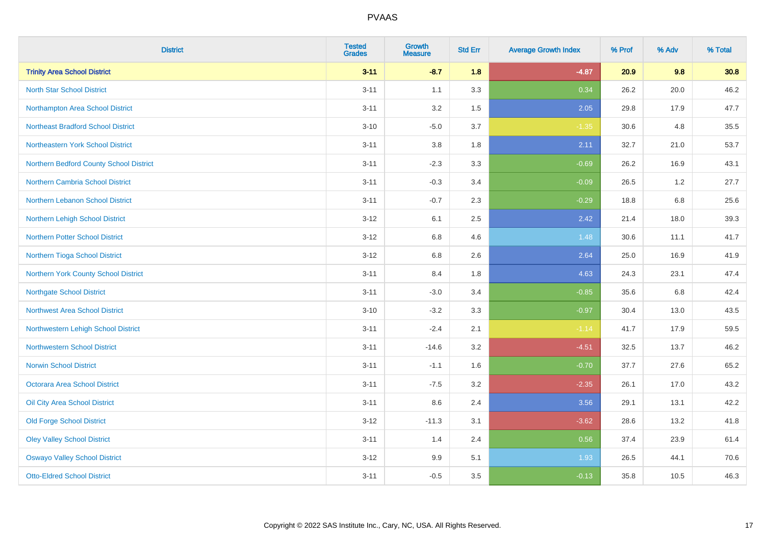PVAAS

| District | Tested Grades | Growth Measure | Std Err | Average Growth Index | % Prof | % Adv | % Total |
|---|---|---|---|---|---|---|---|
| **Trinity Area School District** | **3-11** | **-8.7** | **1.8** | **-4.87** | **20.9** | **9.8** | **30.8** |
| North Star School District | 3-11 | 1.1 | 3.3 | 0.34 | 26.2 | 20.0 | 46.2 |
| Northampton Area School District | 3-11 | 3.2 | 1.5 | 2.05 | 29.8 | 17.9 | 47.7 |
| Northeast Bradford School District | 3-10 | -5.0 | 3.7 | -1.35 | 30.6 | 4.8 | 35.5 |
| Northeastern York School District | 3-11 | 3.8 | 1.8 | 2.11 | 32.7 | 21.0 | 53.7 |
| Northern Bedford County School District | 3-11 | -2.3 | 3.3 | -0.69 | 26.2 | 16.9 | 43.1 |
| Northern Cambria School District | 3-11 | -0.3 | 3.4 | -0.09 | 26.5 | 1.2 | 27.7 |
| Northern Lebanon School District | 3-11 | -0.7 | 2.3 | -0.29 | 18.8 | 6.8 | 25.6 |
| Northern Lehigh School District | 3-12 | 6.1 | 2.5 | 2.42 | 21.4 | 18.0 | 39.3 |
| Northern Potter School District | 3-12 | 6.8 | 4.6 | 1.48 | 30.6 | 11.1 | 41.7 |
| Northern Tioga School District | 3-12 | 6.8 | 2.6 | 2.64 | 25.0 | 16.9 | 41.9 |
| Northern York County School District | 3-11 | 8.4 | 1.8 | 4.63 | 24.3 | 23.1 | 47.4 |
| Northgate School District | 3-11 | -3.0 | 3.4 | -0.85 | 35.6 | 6.8 | 42.4 |
| Northwest Area School District | 3-10 | -3.2 | 3.3 | -0.97 | 30.4 | 13.0 | 43.5 |
| Northwestern Lehigh School District | 3-11 | -2.4 | 2.1 | -1.14 | 41.7 | 17.9 | 59.5 |
| Northwestern School District | 3-11 | -14.6 | 3.2 | -4.51 | 32.5 | 13.7 | 46.2 |
| Norwin School District | 3-11 | -1.1 | 1.6 | -0.70 | 37.7 | 27.6 | 65.2 |
| Octorara Area School District | 3-11 | -7.5 | 3.2 | -2.35 | 26.1 | 17.0 | 43.2 |
| Oil City Area School District | 3-11 | 8.6 | 2.4 | 3.56 | 29.1 | 13.1 | 42.2 |
| Old Forge School District | 3-12 | -11.3 | 3.1 | -3.62 | 28.6 | 13.2 | 41.8 |
| Oley Valley School District | 3-11 | 1.4 | 2.4 | 0.56 | 37.4 | 23.9 | 61.4 |
| Oswayo Valley School District | 3-12 | 9.9 | 5.1 | 1.93 | 26.5 | 44.1 | 70.6 |
| Otto-Eldred School District | 3-11 | -0.5 | 3.5 | -0.13 | 35.8 | 10.5 | 46.3 |

Copyright © 2022 SAS Institute Inc., Cary, NC, USA. All Rights Reserved.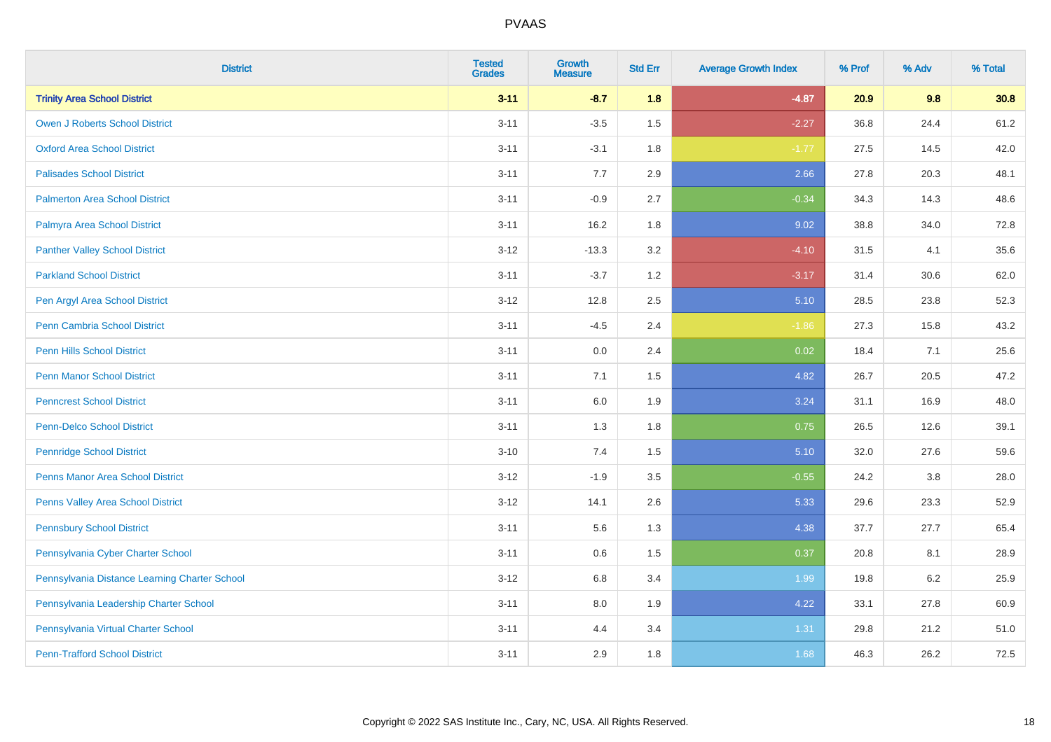# PVAAS

| District | Tested Grades | Growth Measure | Std Err | Average Growth Index | % Prof | % Adv | % Total |
|---|---|---|---|---|---|---|---|
| **Trinity Area School District** | **3-11** | **-8.7** | **1.8** | **-4.87** | **20.9** | **9.8** | **30.8** |
| Owen J Roberts School District | 3-11 | -3.5 | 1.5 | -2.27 | 36.8 | 24.4 | 61.2 |
| Oxford Area School District | 3-11 | -3.1 | 1.8 | -1.77 | 27.5 | 14.5 | 42.0 |
| Palisades School District | 3-11 | 7.7 | 2.9 | 2.66 | 27.8 | 20.3 | 48.1 |
| Palmerton Area School District | 3-11 | -0.9 | 2.7 | -0.34 | 34.3 | 14.3 | 48.6 |
| Palmyra Area School District | 3-11 | 16.2 | 1.8 | 9.02 | 38.8 | 34.0 | 72.8 |
| Panther Valley School District | 3-12 | -13.3 | 3.2 | -4.10 | 31.5 | 4.1 | 35.6 |
| Parkland School District | 3-11 | -3.7 | 1.2 | -3.17 | 31.4 | 30.6 | 62.0 |
| Pen Argyl Area School District | 3-12 | 12.8 | 2.5 | 5.10 | 28.5 | 23.8 | 52.3 |
| Penn Cambria School District | 3-11 | -4.5 | 2.4 | -1.86 | 27.3 | 15.8 | 43.2 |
| Penn Hills School District | 3-11 | 0.0 | 2.4 | 0.02 | 18.4 | 7.1 | 25.6 |
| Penn Manor School District | 3-11 | 7.1 | 1.5 | 4.82 | 26.7 | 20.5 | 47.2 |
| Penncrest School District | 3-11 | 6.0 | 1.9 | 3.24 | 31.1 | 16.9 | 48.0 |
| Penn-Delco School District | 3-11 | 1.3 | 1.8 | 0.75 | 26.5 | 12.6 | 39.1 |
| Pennridge School District | 3-10 | 7.4 | 1.5 | 5.10 | 32.0 | 27.6 | 59.6 |
| Penns Manor Area School District | 3-12 | -1.9 | 3.5 | -0.55 | 24.2 | 3.8 | 28.0 |
| Penns Valley Area School District | 3-12 | 14.1 | 2.6 | 5.33 | 29.6 | 23.3 | 52.9 |
| Pennsbury School District | 3-11 | 5.6 | 1.3 | 4.38 | 37.7 | 27.7 | 65.4 |
| Pennsylvania Cyber Charter School | 3-11 | 0.6 | 1.5 | 0.37 | 20.8 | 8.1 | 28.9 |
| Pennsylvania Distance Learning Charter School | 3-12 | 6.8 | 3.4 | 1.99 | 19.8 | 6.2 | 25.9 |
| Pennsylvania Leadership Charter School | 3-11 | 8.0 | 1.9 | 4.22 | 33.1 | 27.8 | 60.9 |
| Pennsylvania Virtual Charter School | 3-11 | 4.4 | 3.4 | 1.31 | 29.8 | 21.2 | 51.0 |
| Penn-Trafford School District | 3-11 | 2.9 | 1.8 | 1.68 | 46.3 | 26.2 | 72.5 |

Copyright © 2022 SAS Institute Inc., Cary, NC, USA. All Rights Reserved.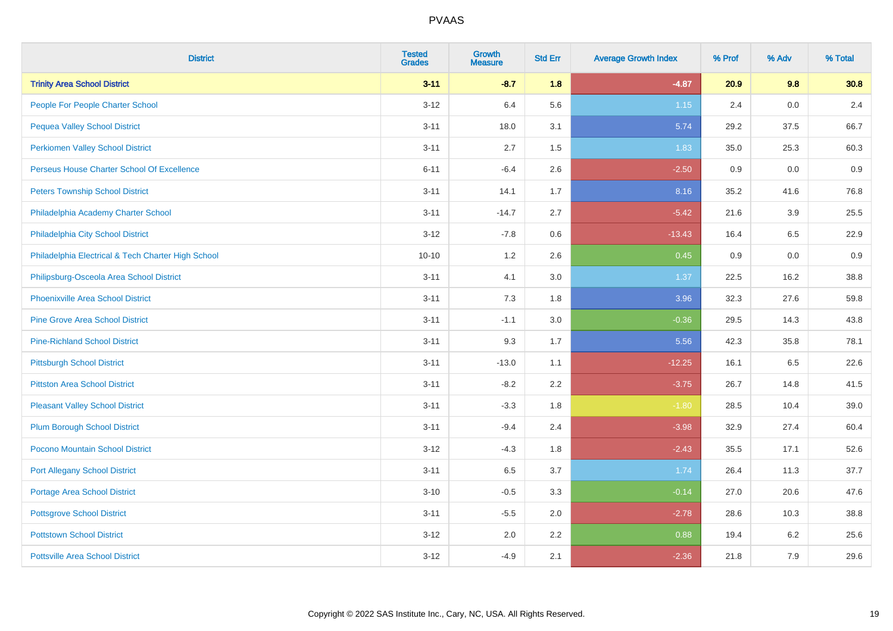# PVAAS

| District | Tested Grades | Growth Measure | Std Err | Average Growth Index | % Prof | % Adv | % Total |
|---|---|---|---|---|---|---|---|
| **Trinity Area School District** | **3-11** | **-8.7** | **1.8** | **-4.87** | **20.9** | **9.8** | **30.8** |
| People For People Charter School | 3-12 | 6.4 | 5.6 | 1.15 | 2.4 | 0.0 | 2.4 |
| Pequea Valley School District | 3-11 | 18.0 | 3.1 | 5.74 | 29.2 | 37.5 | 66.7 |
| Perkiomen Valley School District | 3-11 | 2.7 | 1.5 | 1.83 | 35.0 | 25.3 | 60.3 |
| Perseus House Charter School Of Excellence | 6-11 | -6.4 | 2.6 | -2.50 | 0.9 | 0.0 | 0.9 |
| Peters Township School District | 3-11 | 14.1 | 1.7 | 8.16 | 35.2 | 41.6 | 76.8 |
| Philadelphia Academy Charter School | 3-11 | -14.7 | 2.7 | -5.42 | 21.6 | 3.9 | 25.5 |
| Philadelphia City School District | 3-12 | -7.8 | 0.6 | -13.43 | 16.4 | 6.5 | 22.9 |
| Philadelphia Electrical & Tech Charter High School | 10-10 | 1.2 | 2.6 | 0.45 | 0.9 | 0.0 | 0.9 |
| Philipsburg-Osceola Area School District | 3-11 | 4.1 | 3.0 | 1.37 | 22.5 | 16.2 | 38.8 |
| Phoenixville Area School District | 3-11 | 7.3 | 1.8 | 3.96 | 32.3 | 27.6 | 59.8 |
| Pine Grove Area School District | 3-11 | -1.1 | 3.0 | -0.36 | 29.5 | 14.3 | 43.8 |
| Pine-Richland School District | 3-11 | 9.3 | 1.7 | 5.56 | 42.3 | 35.8 | 78.1 |
| Pittsburgh School District | 3-11 | -13.0 | 1.1 | -12.25 | 16.1 | 6.5 | 22.6 |
| Pittston Area School District | 3-11 | -8.2 | 2.2 | -3.75 | 26.7 | 14.8 | 41.5 |
| Pleasant Valley School District | 3-11 | -3.3 | 1.8 | -1.80 | 28.5 | 10.4 | 39.0 |
| Plum Borough School District | 3-11 | -9.4 | 2.4 | -3.98 | 32.9 | 27.4 | 60.4 |
| Pocono Mountain School District | 3-12 | -4.3 | 1.8 | -2.43 | 35.5 | 17.1 | 52.6 |
| Port Allegany School District | 3-11 | 6.5 | 3.7 | 1.74 | 26.4 | 11.3 | 37.7 |
| Portage Area School District | 3-10 | -0.5 | 3.3 | -0.14 | 27.0 | 20.6 | 47.6 |
| Pottsgrove School District | 3-11 | -5.5 | 2.0 | -2.78 | 28.6 | 10.3 | 38.8 |
| Pottstown School District | 3-12 | 2.0 | 2.2 | 0.88 | 19.4 | 6.2 | 25.6 |
| Pottsville Area School District | 3-12 | -4.9 | 2.1 | -2.36 | 21.8 | 7.9 | 29.6 |

Copyright © 2022 SAS Institute Inc., Cary, NC, USA. All Rights Reserved.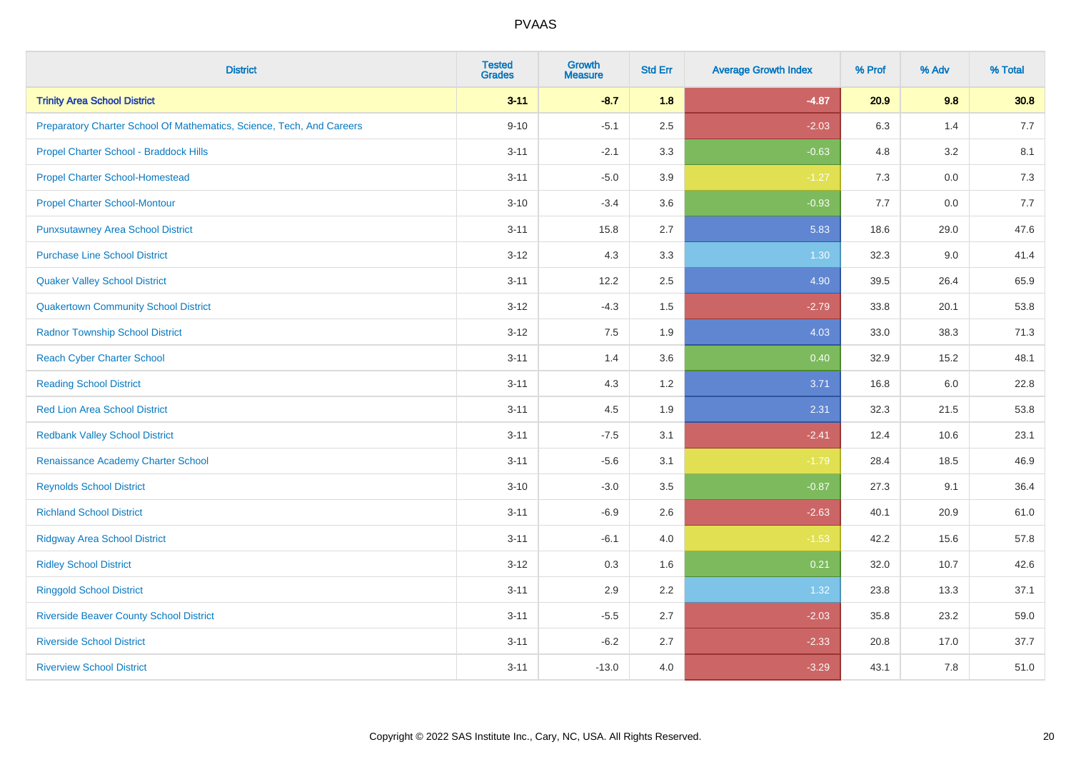# PVAAS

| District | Tested Grades | Growth Measure | Std Err | Average Growth Index | % Prof | % Adv | % Total |
|---|---|---|---|---|---|---|---|
| **Trinity Area School District** | **3-11** | **-8.7** | **1.8** | **-4.87** | **20.9** | **9.8** | **30.8** |
| Preparatory Charter School Of Mathematics, Science, Tech, And Careers | 9-10 | -5.1 | 2.5 | -2.03 | 6.3 | 1.4 | 7.7 |
| Propel Charter School - Braddock Hills | 3-11 | -2.1 | 3.3 | -0.63 | 4.8 | 3.2 | 8.1 |
| Propel Charter School-Homestead | 3-11 | -5.0 | 3.9 | -1.27 | 7.3 | 0.0 | 7.3 |
| Propel Charter School-Montour | 3-10 | -3.4 | 3.6 | -0.93 | 7.7 | 0.0 | 7.7 |
| Punxsutawney Area School District | 3-11 | 15.8 | 2.7 | 5.83 | 18.6 | 29.0 | 47.6 |
| Purchase Line School District | 3-12 | 4.3 | 3.3 | 1.30 | 32.3 | 9.0 | 41.4 |
| Quaker Valley School District | 3-11 | 12.2 | 2.5 | 4.90 | 39.5 | 26.4 | 65.9 |
| Quakertown Community School District | 3-12 | -4.3 | 1.5 | -2.79 | 33.8 | 20.1 | 53.8 |
| Radnor Township School District | 3-12 | 7.5 | 1.9 | 4.03 | 33.0 | 38.3 | 71.3 |
| Reach Cyber Charter School | 3-11 | 1.4 | 3.6 | 0.40 | 32.9 | 15.2 | 48.1 |
| Reading School District | 3-11 | 4.3 | 1.2 | 3.71 | 16.8 | 6.0 | 22.8 |
| Red Lion Area School District | 3-11 | 4.5 | 1.9 | 2.31 | 32.3 | 21.5 | 53.8 |
| Redbank Valley School District | 3-11 | -7.5 | 3.1 | -2.41 | 12.4 | 10.6 | 23.1 |
| Renaissance Academy Charter School | 3-11 | -5.6 | 3.1 | -1.79 | 28.4 | 18.5 | 46.9 |
| Reynolds School District | 3-10 | -3.0 | 3.5 | -0.87 | 27.3 | 9.1 | 36.4 |
| Richland School District | 3-11 | -6.9 | 2.6 | -2.63 | 40.1 | 20.9 | 61.0 |
| Ridgway Area School District | 3-11 | -6.1 | 4.0 | -1.53 | 42.2 | 15.6 | 57.8 |
| Ridley School District | 3-12 | 0.3 | 1.6 | 0.21 | 32.0 | 10.7 | 42.6 |
| Ringgold School District | 3-11 | 2.9 | 2.2 | 1.32 | 23.8 | 13.3 | 37.1 |
| Riverside Beaver County School District | 3-11 | -5.5 | 2.7 | -2.03 | 35.8 | 23.2 | 59.0 |
| Riverside School District | 3-11 | -6.2 | 2.7 | -2.33 | 20.8 | 17.0 | 37.7 |
| Riverview School District | 3-11 | -13.0 | 4.0 | -3.29 | 43.1 | 7.8 | 51.0 |

Copyright © 2022 SAS Institute Inc., Cary, NC, USA. All Rights Reserved.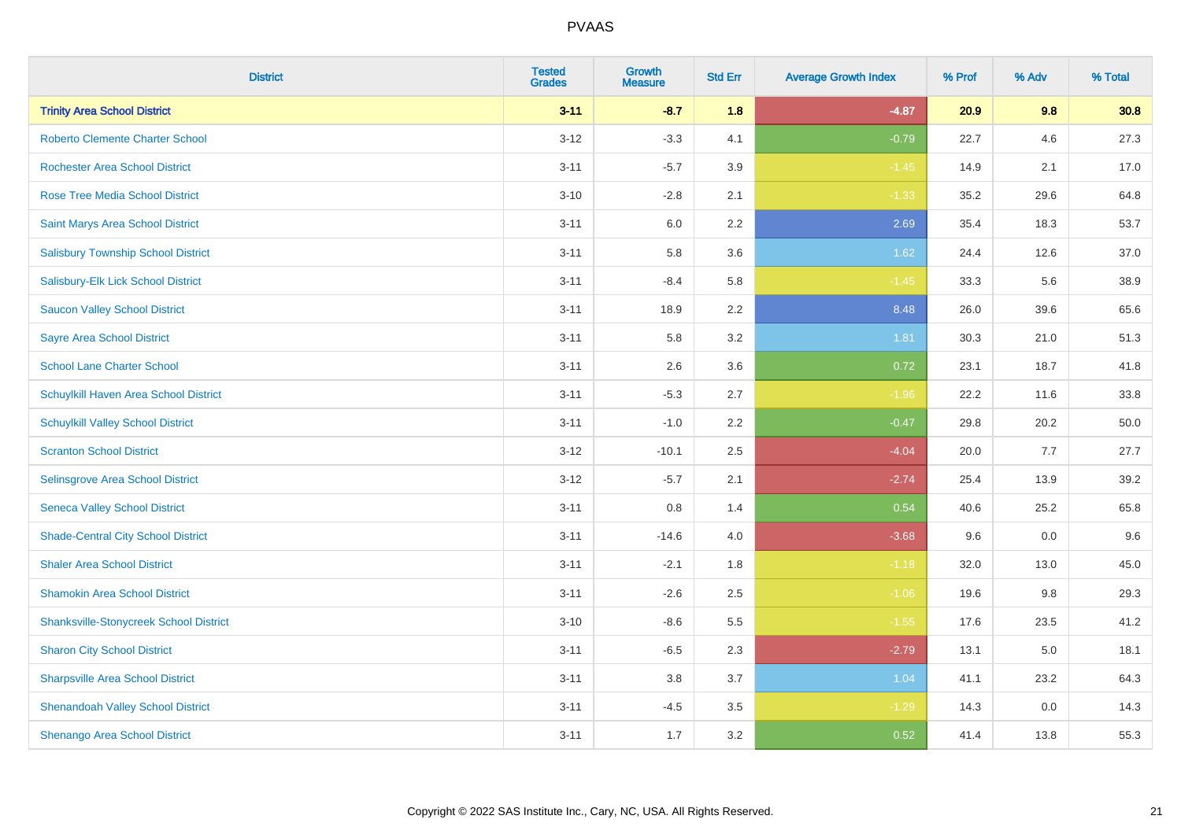# PVAAS

| District | Tested Grades | Growth Measure | Std Err | Average Growth Index | % Prof | % Adv | % Total |
|---|---|---|---|---|---|---|---|
| **Trinity Area School District** | **3-11** | **-8.7** | **1.8** | **-4.87** | **20.9** | **9.8** | **30.8** |
| Roberto Clemente Charter School | 3-12 | -3.3 | 4.1 | -0.79 | 22.7 | 4.6 | 27.3 |
| Rochester Area School District | 3-11 | -5.7 | 3.9 | -1.45 | 14.9 | 2.1 | 17.0 |
| Rose Tree Media School District | 3-10 | -2.8 | 2.1 | -1.33 | 35.2 | 29.6 | 64.8 |
| Saint Marys Area School District | 3-11 | 6.0 | 2.2 | 2.69 | 35.4 | 18.3 | 53.7 |
| Salisbury Township School District | 3-11 | 5.8 | 3.6 | 1.62 | 24.4 | 12.6 | 37.0 |
| Salisbury-Elk Lick School District | 3-11 | -8.4 | 5.8 | -1.45 | 33.3 | 5.6 | 38.9 |
| Saucon Valley School District | 3-11 | 18.9 | 2.2 | 8.48 | 26.0 | 39.6 | 65.6 |
| Sayre Area School District | 3-11 | 5.8 | 3.2 | 1.81 | 30.3 | 21.0 | 51.3 |
| School Lane Charter School | 3-11 | 2.6 | 3.6 | 0.72 | 23.1 | 18.7 | 41.8 |
| Schuylkill Haven Area School District | 3-11 | -5.3 | 2.7 | -1.96 | 22.2 | 11.6 | 33.8 |
| Schuylkill Valley School District | 3-11 | -1.0 | 2.2 | -0.47 | 29.8 | 20.2 | 50.0 |
| Scranton School District | 3-12 | -10.1 | 2.5 | -4.04 | 20.0 | 7.7 | 27.7 |
| Selinsgrove Area School District | 3-12 | -5.7 | 2.1 | -2.74 | 25.4 | 13.9 | 39.2 |
| Seneca Valley School District | 3-11 | 0.8 | 1.4 | 0.54 | 40.6 | 25.2 | 65.8 |
| Shade-Central City School District | 3-11 | -14.6 | 4.0 | -3.68 | 9.6 | 0.0 | 9.6 |
| Shaler Area School District | 3-11 | -2.1 | 1.8 | -1.18 | 32.0 | 13.0 | 45.0 |
| Shamokin Area School District | 3-11 | -2.6 | 2.5 | -1.06 | 19.6 | 9.8 | 29.3 |
| Shanksville-Stonycreek School District | 3-10 | -8.6 | 5.5 | -1.55 | 17.6 | 23.5 | 41.2 |
| Sharon City School District | 3-11 | -6.5 | 2.3 | -2.79 | 13.1 | 5.0 | 18.1 |
| Sharpsville Area School District | 3-11 | 3.8 | 3.7 | 1.04 | 41.1 | 23.2 | 64.3 |
| Shenandoah Valley School District | 3-11 | -4.5 | 3.5 | -1.29 | 14.3 | 0.0 | 14.3 |
| Shenango Area School District | 3-11 | 1.7 | 3.2 | 0.52 | 41.4 | 13.8 | 55.3 |

Copyright © 2022 SAS Institute Inc., Cary, NC, USA. All Rights Reserved.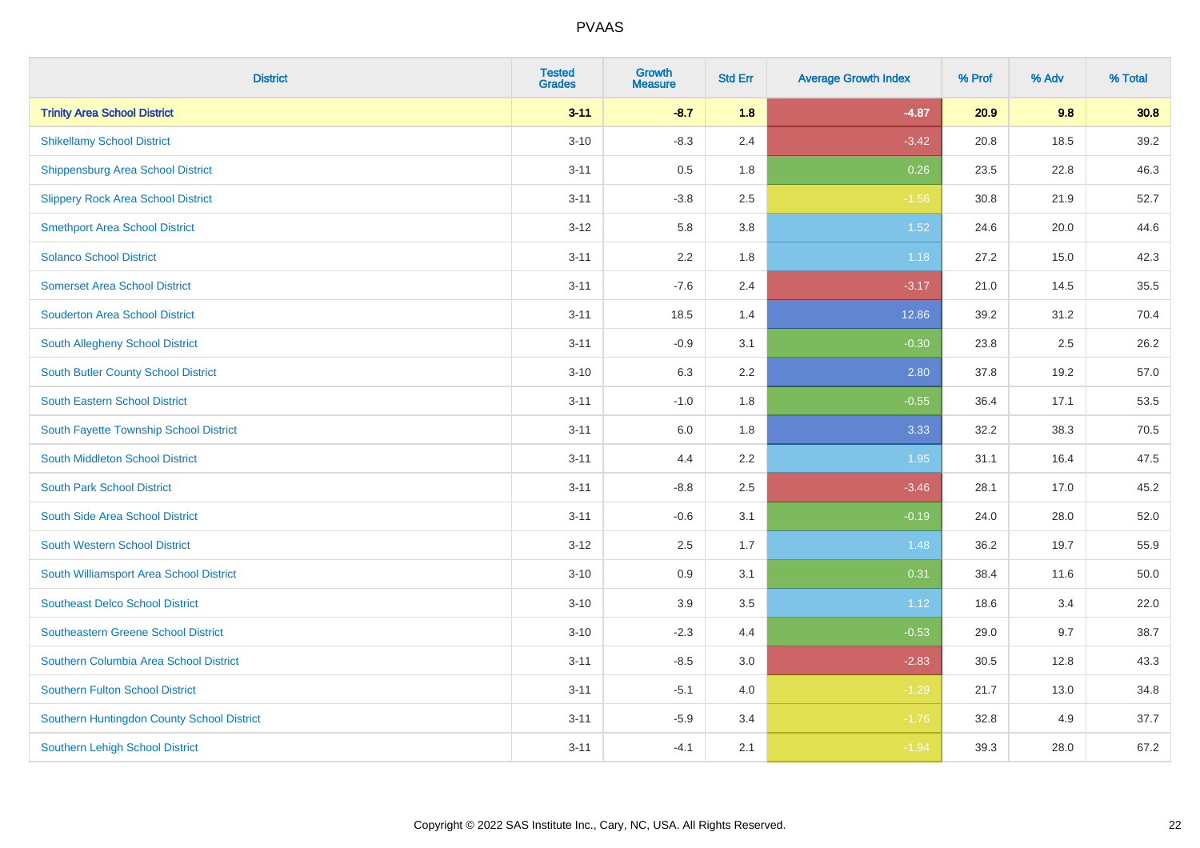# PVAAS

| District | Tested Grades | Growth Measure | Std Err | Average Growth Index | % Prof | % Adv | % Total |
|---|---|---|---|---|---|---|---|
| **Trinity Area School District** | **3-11** | **-8.7** | **1.8** | **-4.87** | **20.9** | **9.8** | **30.8** |
| Shikellamy School District | 3-10 | -8.3 | 2.4 | -3.42 | 20.8 | 18.5 | 39.2 |
| Shippensburg Area School District | 3-11 | 0.5 | 1.8 | 0.26 | 23.5 | 22.8 | 46.3 |
| Slippery Rock Area School District | 3-11 | -3.8 | 2.5 | -1.56 | 30.8 | 21.9 | 52.7 |
| Smethport Area School District | 3-12 | 5.8 | 3.8 | 1.52 | 24.6 | 20.0 | 44.6 |
| Solanco School District | 3-11 | 2.2 | 1.8 | 1.18 | 27.2 | 15.0 | 42.3 |
| Somerset Area School District | 3-11 | -7.6 | 2.4 | -3.17 | 21.0 | 14.5 | 35.5 |
| Souderton Area School District | 3-11 | 18.5 | 1.4 | 12.86 | 39.2 | 31.2 | 70.4 |
| South Allegheny School District | 3-11 | -0.9 | 3.1 | -0.30 | 23.8 | 2.5 | 26.2 |
| South Butler County School District | 3-10 | 6.3 | 2.2 | 2.80 | 37.8 | 19.2 | 57.0 |
| South Eastern School District | 3-11 | -1.0 | 1.8 | -0.55 | 36.4 | 17.1 | 53.5 |
| South Fayette Township School District | 3-11 | 6.0 | 1.8 | 3.33 | 32.2 | 38.3 | 70.5 |
| South Middleton School District | 3-11 | 4.4 | 2.2 | 1.95 | 31.1 | 16.4 | 47.5 |
| South Park School District | 3-11 | -8.8 | 2.5 | -3.46 | 28.1 | 17.0 | 45.2 |
| South Side Area School District | 3-11 | -0.6 | 3.1 | -0.19 | 24.0 | 28.0 | 52.0 |
| South Western School District | 3-12 | 2.5 | 1.7 | 1.48 | 36.2 | 19.7 | 55.9 |
| South Williamsport Area School District | 3-10 | 0.9 | 3.1 | 0.31 | 38.4 | 11.6 | 50.0 |
| Southeast Delco School District | 3-10 | 3.9 | 3.5 | 1.12 | 18.6 | 3.4 | 22.0 |
| Southeastern Greene School District | 3-10 | -2.3 | 4.4 | -0.53 | 29.0 | 9.7 | 38.7 |
| Southern Columbia Area School District | 3-11 | -8.5 | 3.0 | -2.83 | 30.5 | 12.8 | 43.3 |
| Southern Fulton School District | 3-11 | -5.1 | 4.0 | -1.29 | 21.7 | 13.0 | 34.8 |
| Southern Huntingdon County School District | 3-11 | -5.9 | 3.4 | -1.76 | 32.8 | 4.9 | 37.7 |
| Southern Lehigh School District | 3-11 | -4.1 | 2.1 | -1.94 | 39.3 | 28.0 | 67.2 |

Copyright © 2022 SAS Institute Inc., Cary, NC, USA. All Rights Reserved.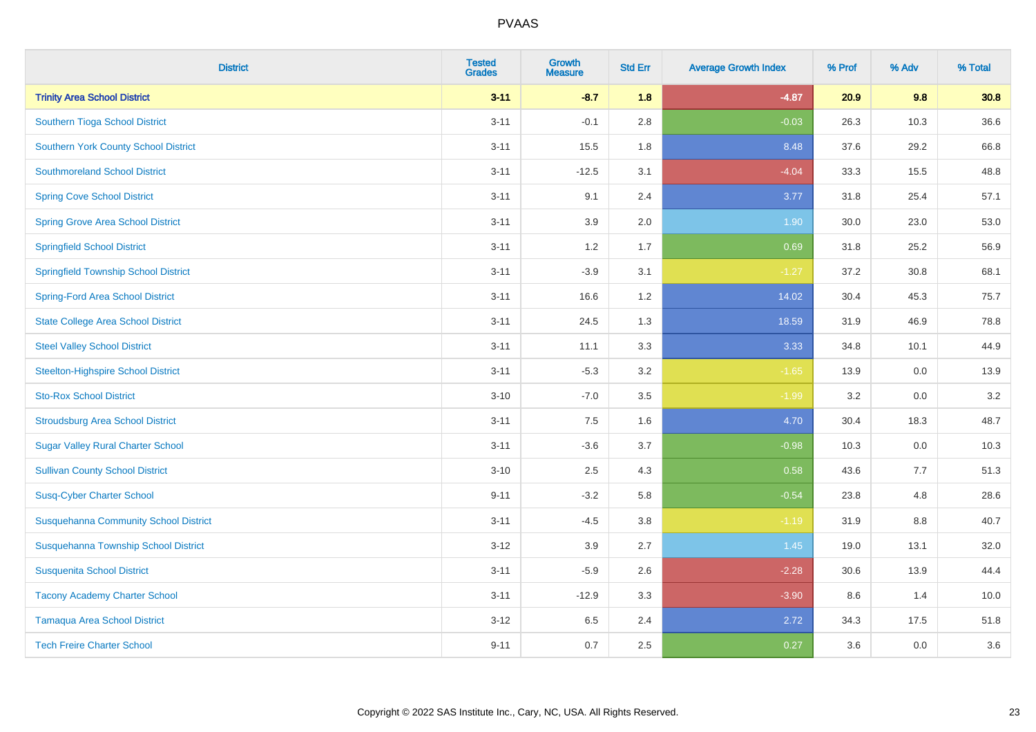| District | Tested Grades | Growth Measure | Std Err | Average Growth Index | % Prof | % Adv | % Total |
|---|---|---|---|---|---|---|---|
| **Trinity Area School District** | **3-11** | **-8.7** | **1.8** | **-4.87** | **20.9** | **9.8** | **30.8** |
| Southern Tioga School District | 3-11 | -0.1 | 2.8 | -0.03 | 26.3 | 10.3 | 36.6 |
| Southern York County School District | 3-11 | 15.5 | 1.8 | 8.48 | 37.6 | 29.2 | 66.8 |
| Southmoreland School District | 3-11 | -12.5 | 3.1 | -4.04 | 33.3 | 15.5 | 48.8 |
| Spring Cove School District | 3-11 | 9.1 | 2.4 | 3.77 | 31.8 | 25.4 | 57.1 |
| Spring Grove Area School District | 3-11 | 3.9 | 2.0 | 1.90 | 30.0 | 23.0 | 53.0 |
| Springfield School District | 3-11 | 1.2 | 1.7 | 0.69 | 31.8 | 25.2 | 56.9 |
| Springfield Township School District | 3-11 | -3.9 | 3.1 | -1.27 | 37.2 | 30.8 | 68.1 |
| Spring-Ford Area School District | 3-11 | 16.6 | 1.2 | 14.02 | 30.4 | 45.3 | 75.7 |
| State College Area School District | 3-11 | 24.5 | 1.3 | 18.59 | 31.9 | 46.9 | 78.8 |
| Steel Valley School District | 3-11 | 11.1 | 3.3 | 3.33 | 34.8 | 10.1 | 44.9 |
| Steelton-Highspire School District | 3-11 | -5.3 | 3.2 | -1.65 | 13.9 | 0.0 | 13.9 |
| Sto-Rox School District | 3-10 | -7.0 | 3.5 | -1.99 | 3.2 | 0.0 | 3.2 |
| Stroudsburg Area School District | 3-11 | 7.5 | 1.6 | 4.70 | 30.4 | 18.3 | 48.7 |
| Sugar Valley Rural Charter School | 3-11 | -3.6 | 3.7 | -0.98 | 10.3 | 0.0 | 10.3 |
| Sullivan County School District | 3-10 | 2.5 | 4.3 | 0.58 | 43.6 | 7.7 | 51.3 |
| Susq-Cyber Charter School | 9-11 | -3.2 | 5.8 | -0.54 | 23.8 | 4.8 | 28.6 |
| Susquehanna Community School District | 3-11 | -4.5 | 3.8 | -1.19 | 31.9 | 8.8 | 40.7 |
| Susquehanna Township School District | 3-12 | 3.9 | 2.7 | 1.45 | 19.0 | 13.1 | 32.0 |
| Susquenita School District | 3-11 | -5.9 | 2.6 | -2.28 | 30.6 | 13.9 | 44.4 |
| Tacony Academy Charter School | 3-11 | -12.9 | 3.3 | -3.90 | 8.6 | 1.4 | 10.0 |
| Tamaqua Area School District | 3-12 | 6.5 | 2.4 | 2.72 | 34.3 | 17.5 | 51.8 |
| Tech Freire Charter School | 9-11 | 0.7 | 2.5 | 0.27 | 3.6 | 0.0 | 3.6 |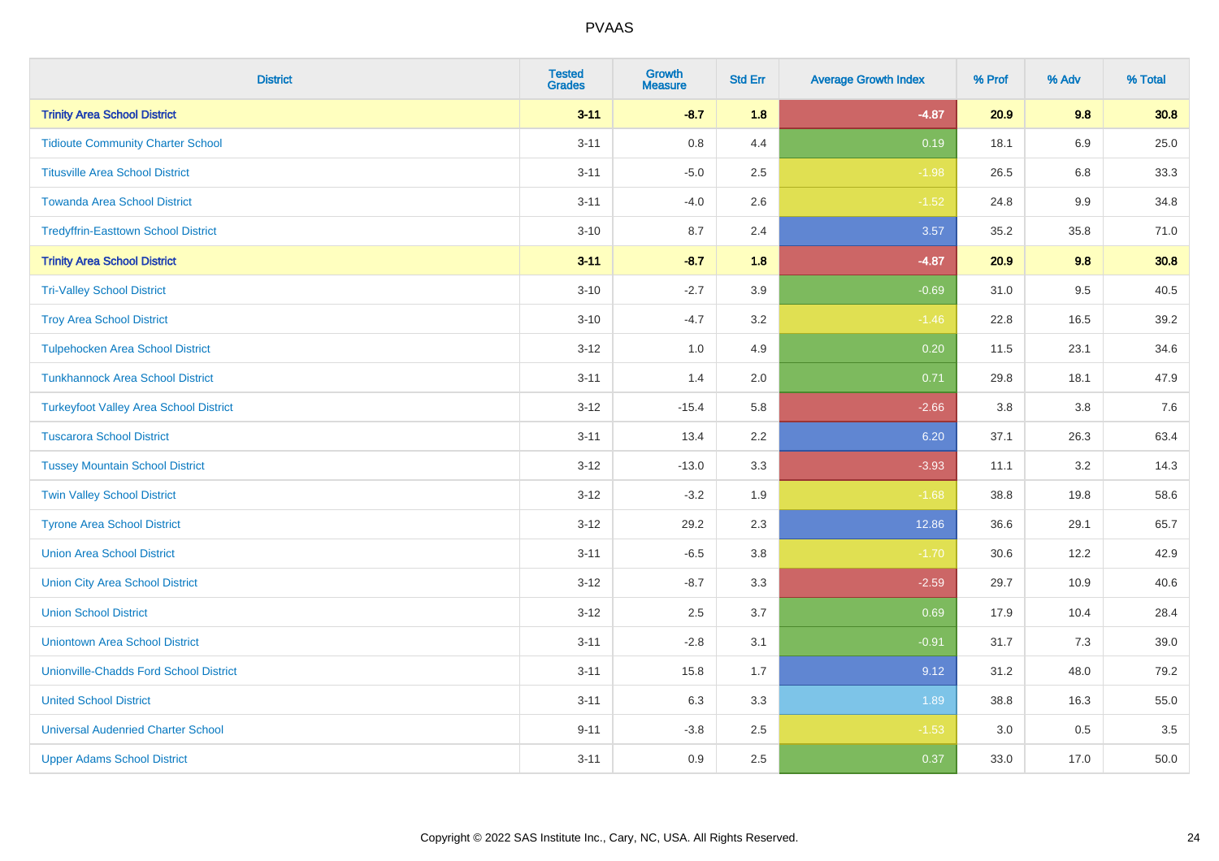# PVAAS

| District | Tested Grades | Growth Measure | Std Err | Average Growth Index | % Prof | % Adv | % Total |
|---|---|---|---|---|---|---|---|
| **Trinity Area School District** | **3-11** | **-8.7** | **1.8** | **-4.87** | **20.9** | **9.8** | **30.8** |
| Tidioute Community Charter School | 3-11 | 0.8 | 4.4 | 0.19 | 18.1 | 6.9 | 25.0 |
| Titusville Area School District | 3-11 | -5.0 | 2.5 | -1.98 | 26.5 | 6.8 | 33.3 |
| Towanda Area School District | 3-11 | -4.0 | 2.6 | -1.52 | 24.8 | 9.9 | 34.8 |
| Tredyffrin-Easttown School District | 3-10 | 8.7 | 2.4 | 3.57 | 35.2 | 35.8 | 71.0 |
| **Trinity Area School District** | **3-11** | **-8.7** | **1.8** | **-4.87** | **20.9** | **9.8** | **30.8** |
| Tri-Valley School District | 3-10 | -2.7 | 3.9 | -0.69 | 31.0 | 9.5 | 40.5 |
| Troy Area School District | 3-10 | -4.7 | 3.2 | -1.46 | 22.8 | 16.5 | 39.2 |
| Tulpehocken Area School District | 3-12 | 1.0 | 4.9 | 0.20 | 11.5 | 23.1 | 34.6 |
| Tunkhannock Area School District | 3-11 | 1.4 | 2.0 | 0.71 | 29.8 | 18.1 | 47.9 |
| Turkeyfoot Valley Area School District | 3-12 | -15.4 | 5.8 | -2.66 | 3.8 | 3.8 | 7.6 |
| Tuscarora School District | 3-11 | 13.4 | 2.2 | 6.20 | 37.1 | 26.3 | 63.4 |
| Tussey Mountain School District | 3-12 | -13.0 | 3.3 | -3.93 | 11.1 | 3.2 | 14.3 |
| Twin Valley School District | 3-12 | -3.2 | 1.9 | -1.68 | 38.8 | 19.8 | 58.6 |
| Tyrone Area School District | 3-12 | 29.2 | 2.3 | 12.86 | 36.6 | 29.1 | 65.7 |
| Union Area School District | 3-11 | -6.5 | 3.8 | -1.70 | 30.6 | 12.2 | 42.9 |
| Union City Area School District | 3-12 | -8.7 | 3.3 | -2.59 | 29.7 | 10.9 | 40.6 |
| Union School District | 3-12 | 2.5 | 3.7 | 0.69 | 17.9 | 10.4 | 28.4 |
| Uniontown Area School District | 3-11 | -2.8 | 3.1 | -0.91 | 31.7 | 7.3 | 39.0 |
| Unionville-Chadds Ford School District | 3-11 | 15.8 | 1.7 | 9.12 | 31.2 | 48.0 | 79.2 |
| United School District | 3-11 | 6.3 | 3.3 | 1.89 | 38.8 | 16.3 | 55.0 |
| Universal Audenried Charter School | 9-11 | -3.8 | 2.5 | -1.53 | 3.0 | 0.5 | 3.5 |
| Upper Adams School District | 3-11 | 0.9 | 2.5 | 0.37 | 33.0 | 17.0 | 50.0 |

Copyright © 2022 SAS Institute Inc., Cary, NC, USA. All Rights Reserved.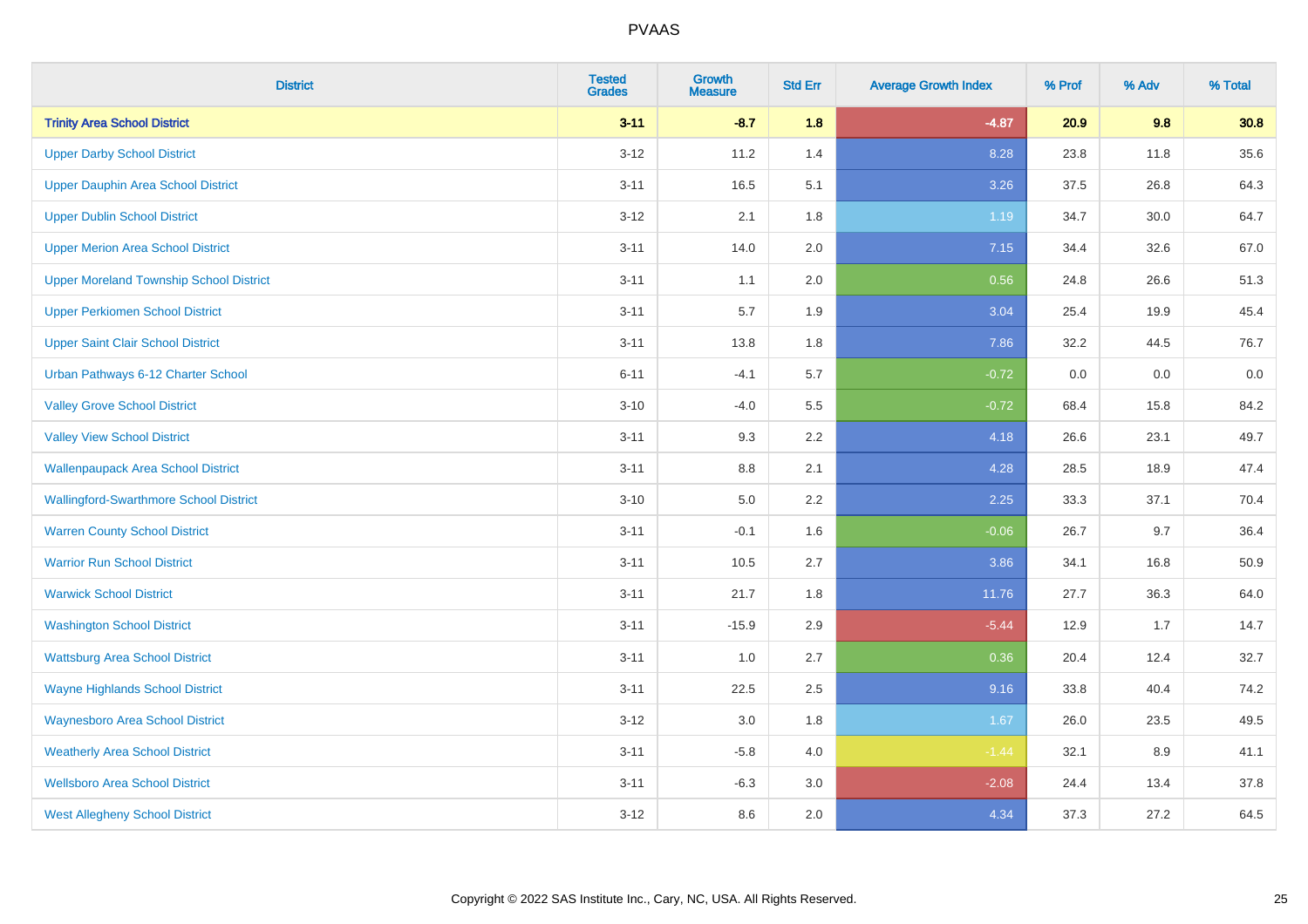# PVAAS

| District | Tested Grades | Growth Measure | Std Err | Average Growth Index | % Prof | % Adv | % Total |
|---|---|---|---|---|---|---|---|
| **Trinity Area School District** | **3-11** | **-8.7** | **1.8** | **-4.87** | **20.9** | **9.8** | **30.8** |
| Upper Darby School District | 3-12 | 11.2 | 1.4 | 8.28 | 23.8 | 11.8 | 35.6 |
| Upper Dauphin Area School District | 3-11 | 16.5 | 5.1 | 3.26 | 37.5 | 26.8 | 64.3 |
| Upper Dublin School District | 3-12 | 2.1 | 1.8 | 1.19 | 34.7 | 30.0 | 64.7 |
| Upper Merion Area School District | 3-11 | 14.0 | 2.0 | 7.15 | 34.4 | 32.6 | 67.0 |
| Upper Moreland Township School District | 3-11 | 1.1 | 2.0 | 0.56 | 24.8 | 26.6 | 51.3 |
| Upper Perkiomen School District | 3-11 | 5.7 | 1.9 | 3.04 | 25.4 | 19.9 | 45.4 |
| Upper Saint Clair School District | 3-11 | 13.8 | 1.8 | 7.86 | 32.2 | 44.5 | 76.7 |
| Urban Pathways 6-12 Charter School | 6-11 | -4.1 | 5.7 | -0.72 | 0.0 | 0.0 | 0.0 |
| Valley Grove School District | 3-10 | -4.0 | 5.5 | -0.72 | 68.4 | 15.8 | 84.2 |
| Valley View School District | 3-11 | 9.3 | 2.2 | 4.18 | 26.6 | 23.1 | 49.7 |
| Wallenpaupack Area School District | 3-11 | 8.8 | 2.1 | 4.28 | 28.5 | 18.9 | 47.4 |
| Wallingford-Swarthmore School District | 3-10 | 5.0 | 2.2 | 2.25 | 33.3 | 37.1 | 70.4 |
| Warren County School District | 3-11 | -0.1 | 1.6 | -0.06 | 26.7 | 9.7 | 36.4 |
| Warrior Run School District | 3-11 | 10.5 | 2.7 | 3.86 | 34.1 | 16.8 | 50.9 |
| Warwick School District | 3-11 | 21.7 | 1.8 | 11.76 | 27.7 | 36.3 | 64.0 |
| Washington School District | 3-11 | -15.9 | 2.9 | -5.44 | 12.9 | 1.7 | 14.7 |
| Wattsburg Area School District | 3-11 | 1.0 | 2.7 | 0.36 | 20.4 | 12.4 | 32.7 |
| Wayne Highlands School District | 3-11 | 22.5 | 2.5 | 9.16 | 33.8 | 40.4 | 74.2 |
| Waynesboro Area School District | 3-12 | 3.0 | 1.8 | 1.67 | 26.0 | 23.5 | 49.5 |
| Weatherly Area School District | 3-11 | -5.8 | 4.0 | -1.44 | 32.1 | 8.9 | 41.1 |
| Wellsboro Area School District | 3-11 | -6.3 | 3.0 | -2.08 | 24.4 | 13.4 | 37.8 |
| West Allegheny School District | 3-12 | 8.6 | 2.0 | 4.34 | 37.3 | 27.2 | 64.5 |

Copyright © 2022 SAS Institute Inc., Cary, NC, USA. All Rights Reserved.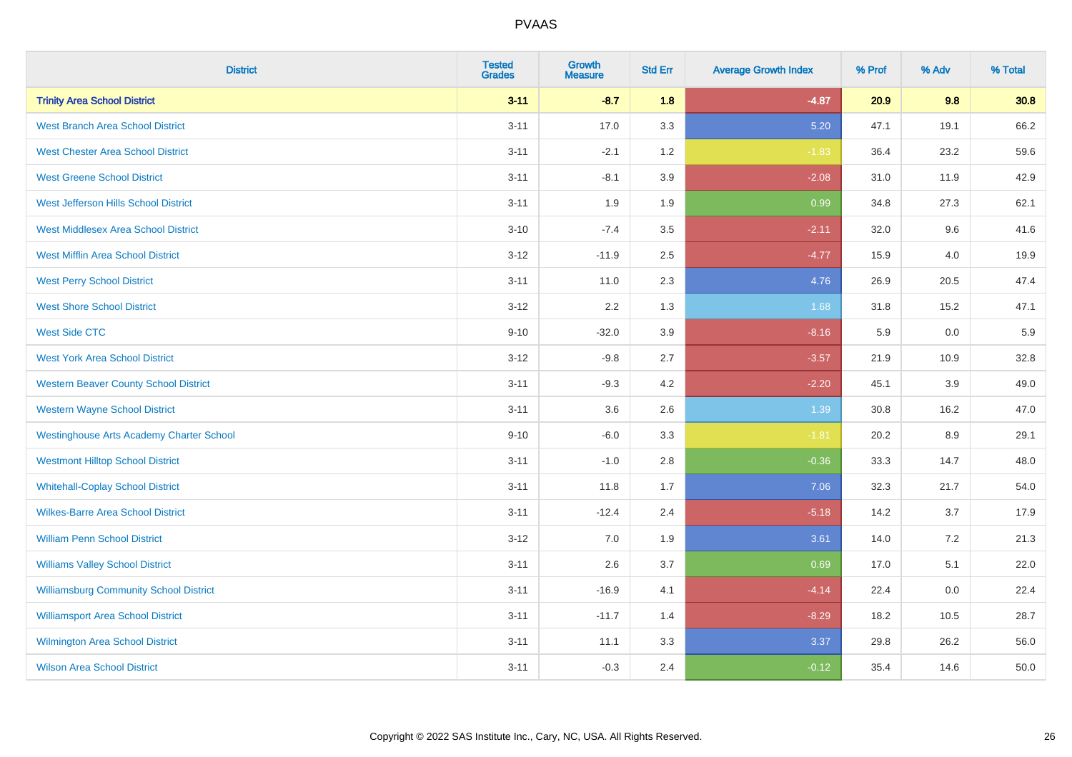| District | Tested Grades | Growth Measure | Std Err | Average Growth Index | % Prof | % Adv | % Total |
|---|---|---|---|---|---|---|---|
| **Trinity Area School District** | **3-11** | **-8.7** | **1.8** | **-4.87** | **20.9** | **9.8** | **30.8** |
| West Branch Area School District | 3-11 | 17.0 | 3.3 | 5.20 | 47.1 | 19.1 | 66.2 |
| West Chester Area School District | 3-11 | -2.1 | 1.2 | -1.83 | 36.4 | 23.2 | 59.6 |
| West Greene School District | 3-11 | -8.1 | 3.9 | -2.08 | 31.0 | 11.9 | 42.9 |
| West Jefferson Hills School District | 3-11 | 1.9 | 1.9 | 0.99 | 34.8 | 27.3 | 62.1 |
| West Middlesex Area School District | 3-10 | -7.4 | 3.5 | -2.11 | 32.0 | 9.6 | 41.6 |
| West Mifflin Area School District | 3-12 | -11.9 | 2.5 | -4.77 | 15.9 | 4.0 | 19.9 |
| West Perry School District | 3-11 | 11.0 | 2.3 | 4.76 | 26.9 | 20.5 | 47.4 |
| West Shore School District | 3-12 | 2.2 | 1.3 | 1.68 | 31.8 | 15.2 | 47.1 |
| West Side CTC | 9-10 | -32.0 | 3.9 | -8.16 | 5.9 | 0.0 | 5.9 |
| West York Area School District | 3-12 | -9.8 | 2.7 | -3.57 | 21.9 | 10.9 | 32.8 |
| Western Beaver County School District | 3-11 | -9.3 | 4.2 | -2.20 | 45.1 | 3.9 | 49.0 |
| Western Wayne School District | 3-11 | 3.6 | 2.6 | 1.39 | 30.8 | 16.2 | 47.0 |
| Westinghouse Arts Academy Charter School | 9-10 | -6.0 | 3.3 | -1.81 | 20.2 | 8.9 | 29.1 |
| Westmont Hilltop School District | 3-11 | -1.0 | 2.8 | -0.36 | 33.3 | 14.7 | 48.0 |
| Whitehall-Coplay School District | 3-11 | 11.8 | 1.7 | 7.06 | 32.3 | 21.7 | 54.0 |
| Wilkes-Barre Area School District | 3-11 | -12.4 | 2.4 | -5.18 | 14.2 | 3.7 | 17.9 |
| William Penn School District | 3-12 | 7.0 | 1.9 | 3.61 | 14.0 | 7.2 | 21.3 |
| Williams Valley School District | 3-11 | 2.6 | 3.7 | 0.69 | 17.0 | 5.1 | 22.0 |
| Williamsburg Community School District | 3-11 | -16.9 | 4.1 | -4.14 | 22.4 | 0.0 | 22.4 |
| Williamsport Area School District | 3-11 | -11.7 | 1.4 | -8.29 | 18.2 | 10.5 | 28.7 |
| Wilmington Area School District | 3-11 | 11.1 | 3.3 | 3.37 | 29.8 | 26.2 | 56.0 |
| Wilson Area School District | 3-11 | -0.3 | 2.4 | -0.12 | 35.4 | 14.6 | 50.0 |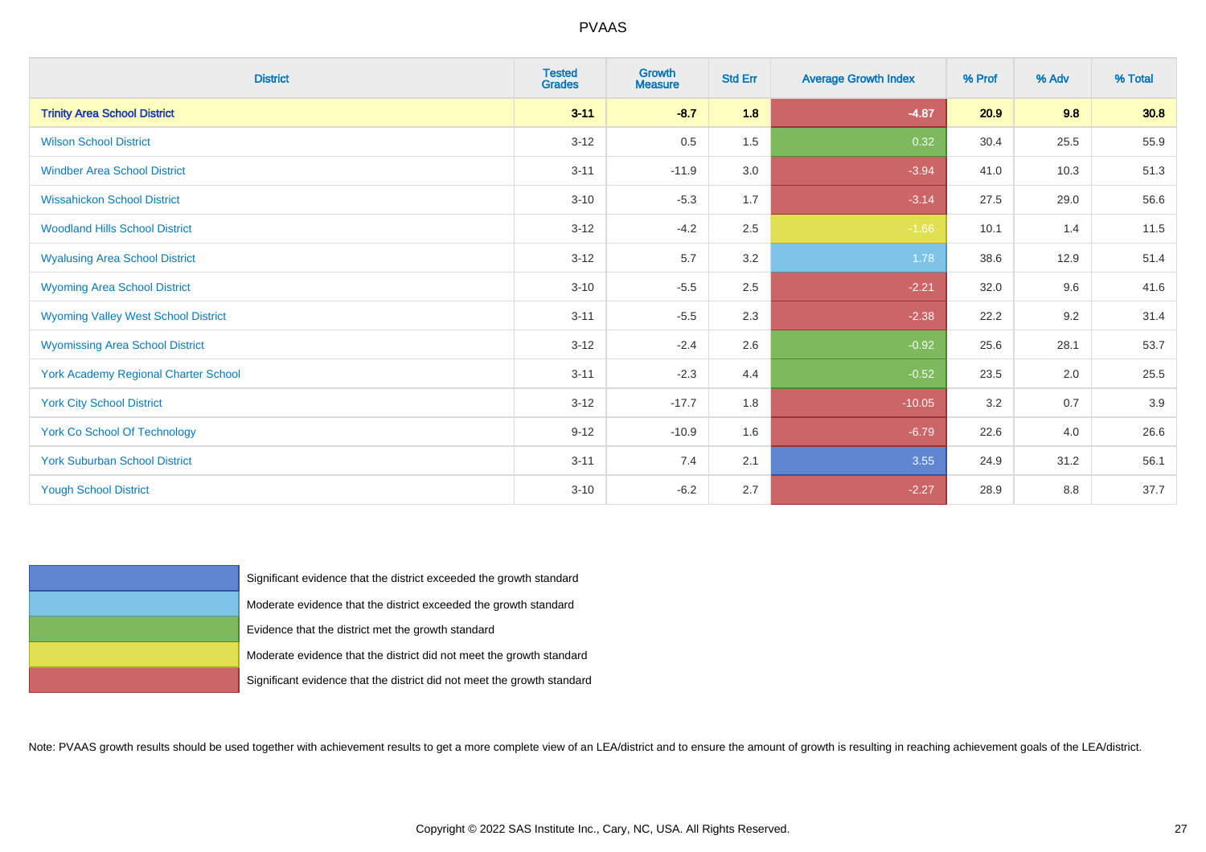PVAAS

| District | Tested Grades | Growth Measure | Std Err | Average Growth Index | % Prof | % Adv | % Total |
|---|---|---|---|---|---|---|---|
| **Trinity Area School District** | **3-11** | **-8.7** | **1.8** | **-4.87** | **20.9** | **9.8** | **30.8** |
| Wilson School District | 3-12 | 0.5 | 1.5 | 0.32 | 30.4 | 25.5 | 55.9 |
| Windber Area School District | 3-11 | -11.9 | 3.0 | -3.94 | 41.0 | 10.3 | 51.3 |
| Wissahickon School District | 3-10 | -5.3 | 1.7 | -3.14 | 27.5 | 29.0 | 56.6 |
| Woodland Hills School District | 3-12 | -4.2 | 2.5 | -1.66 | 10.1 | 1.4 | 11.5 |
| Wyalusing Area School District | 3-12 | 5.7 | 3.2 | 1.78 | 38.6 | 12.9 | 51.4 |
| Wyoming Area School District | 3-10 | -5.5 | 2.5 | -2.21 | 32.0 | 9.6 | 41.6 |
| Wyoming Valley West School District | 3-11 | -5.5 | 2.3 | -2.38 | 22.2 | 9.2 | 31.4 |
| Wyomissing Area School District | 3-12 | -2.4 | 2.6 | -0.92 | 25.6 | 28.1 | 53.7 |
| York Academy Regional Charter School | 3-11 | -2.3 | 4.4 | -0.52 | 23.5 | 2.0 | 25.5 |
| York City School District | 3-12 | -17.7 | 1.8 | -10.05 | 3.2 | 0.7 | 3.9 |
| York Co School Of Technology | 9-12 | -10.9 | 1.6 | -6.79 | 22.6 | 4.0 | 26.6 |
| York Suburban School District | 3-11 | 7.4 | 2.1 | 3.55 | 24.9 | 31.2 | 56.1 |
| Yough School District | 3-10 | -6.2 | 2.7 | -2.27 | 28.9 | 8.8 | 37.7 |

Significant evidence that the district exceeded the growth standard

Moderate evidence that the district exceeded the growth standard

Evidence that the district met the growth standard

Moderate evidence that the district did not meet the growth standard

Significant evidence that the district did not meet the growth standard

Note: PVAAS growth results should be used together with achievement results to get a more complete view of an LEA/district and to ensure the amount of growth is resulting in reaching achievement goals of the LEA/district.

Copyright © 2022 SAS Institute Inc., Cary, NC, USA. All Rights Reserved.